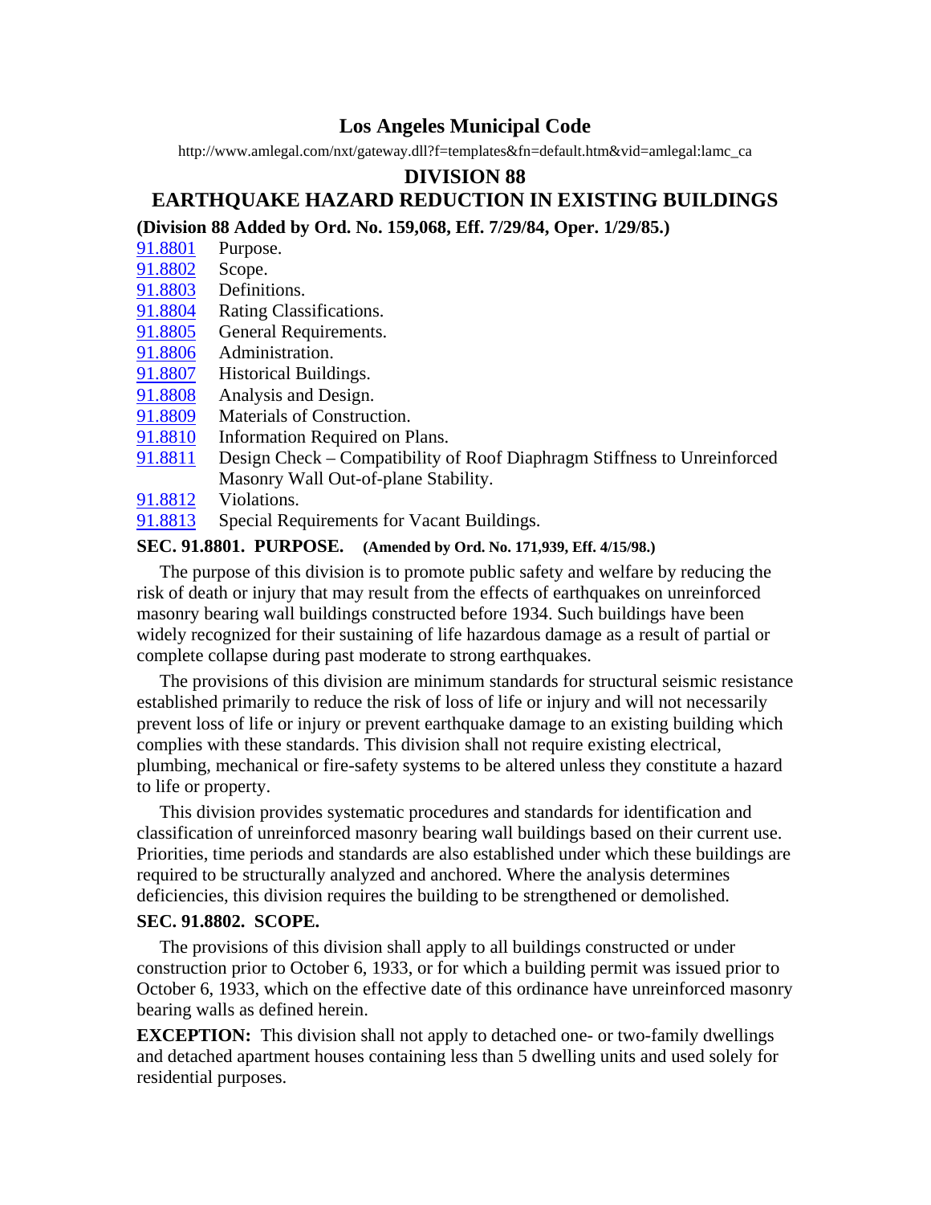# Los Angeles Municipal Code

http://www.amlegal.com/nxt/gateway.dll?f=templates&fn=default.htm&vid=amlegal:lamc_ca

## DIVISION 88
## EARTHQUAKE HAZARD REDUCTION IN EXISTING BUILDINGS

**(Division 88 Added by Ord. No. 159,068, Eff. 7/29/84, Oper. 1/29/85.)**

| | |
|---|---|
| 91.8801 | Purpose. |
| 91.8802 | Scope. |
| 91.8803 | Definitions. |
| 91.8804 | Rating Classifications. |
| 91.8805 | General Requirements. |
| 91.8806 | Administration. |
| 91.8807 | Historical Buildings. |
| 91.8808 | Analysis and Design. |
| 91.8809 | Materials of Construction. |
| 91.8810 | Information Required on Plans. |
| 91.8811 | Design Check – Compatibility of Roof Diaphragm Stiffness to Unreinforced Masonry Wall Out-of-plane Stability. |
| 91.8812 | Violations. |
| 91.8813 | Special Requirements for Vacant Buildings. |

### SEC. 91.8801. PURPOSE. (Amended by Ord. No. 171,939, Eff. 4/15/98.)

The purpose of this division is to promote public safety and welfare by reducing the risk of death or injury that may result from the effects of earthquakes on unreinforced masonry bearing wall buildings constructed before 1934. Such buildings have been widely recognized for their sustaining of life hazardous damage as a result of partial or complete collapse during past moderate to strong earthquakes.

The provisions of this division are minimum standards for structural seismic resistance established primarily to reduce the risk of loss of life or injury and will not necessarily prevent loss of life or injury or prevent earthquake damage to an existing building which complies with these standards. This division shall not require existing electrical, plumbing, mechanical or fire-safety systems to be altered unless they constitute a hazard to life or property.

This division provides systematic procedures and standards for identification and classification of unreinforced masonry bearing wall buildings based on their current use. Priorities, time periods and standards are also established under which these buildings are required to be structurally analyzed and anchored. Where the analysis determines deficiencies, this division requires the building to be strengthened or demolished.

### SEC. 91.8802. SCOPE.

The provisions of this division shall apply to all buildings constructed or under construction prior to October 6, 1933, or for which a building permit was issued prior to October 6, 1933, which on the effective date of this ordinance have unreinforced masonry bearing walls as defined herein.

**EXCEPTION:** This division shall not apply to detached one- or two-family dwellings and detached apartment houses containing less than 5 dwelling units and used solely for residential purposes.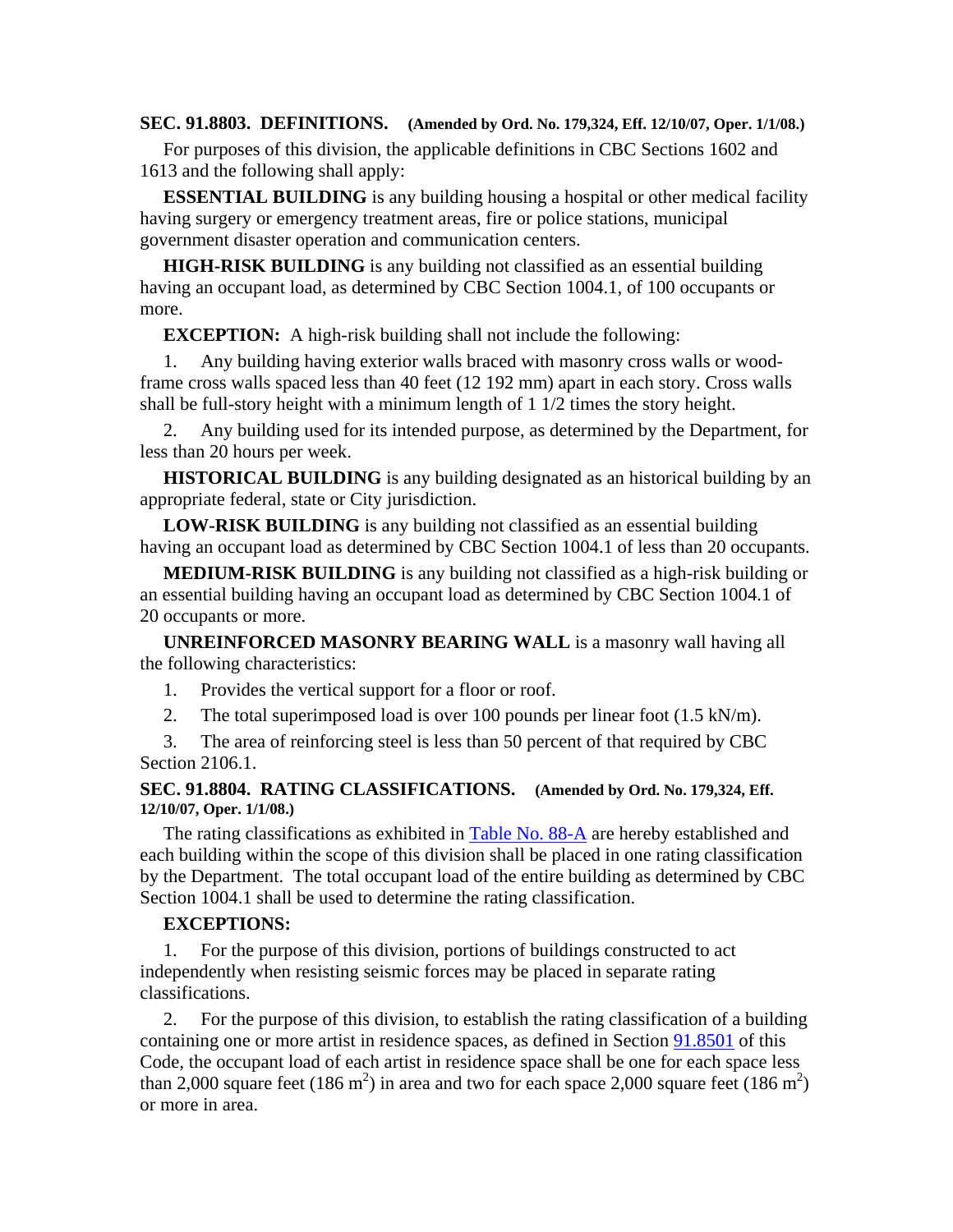### SEC. 91.8803. DEFINITIONS. (Amended by Ord. No. 179,324, Eff. 12/10/07, Oper. 1/1/08.)

For purposes of this division, the applicable definitions in CBC Sections 1602 and 1613 and the following shall apply:

**ESSENTIAL BUILDING** is any building housing a hospital or other medical facility having surgery or emergency treatment areas, fire or police stations, municipal government disaster operation and communication centers.

**HIGH-RISK BUILDING** is any building not classified as an essential building having an occupant load, as determined by CBC Section 1004.1, of 100 occupants or more.

**EXCEPTION:** A high-risk building shall not include the following:

1. Any building having exterior walls braced with masonry cross walls or wood-frame cross walls spaced less than 40 feet (12 192 mm) apart in each story. Cross walls shall be full-story height with a minimum length of 1 1/2 times the story height.

2. Any building used for its intended purpose, as determined by the Department, for less than 20 hours per week.

**HISTORICAL BUILDING** is any building designated as an historical building by an appropriate federal, state or City jurisdiction.

**LOW-RISK BUILDING** is any building not classified as an essential building having an occupant load as determined by CBC Section 1004.1 of less than 20 occupants.

**MEDIUM-RISK BUILDING** is any building not classified as a high-risk building or an essential building having an occupant load as determined by CBC Section 1004.1 of 20 occupants or more.

**UNREINFORCED MASONRY BEARING WALL** is a masonry wall having all the following characteristics:

1. Provides the vertical support for a floor or roof.

2. The total superimposed load is over 100 pounds per linear foot (1.5 kN/m).

3. The area of reinforcing steel is less than 50 percent of that required by CBC Section 2106.1.

### SEC. 91.8804. RATING CLASSIFICATIONS. (Amended by Ord. No. 179,324, Eff. 12/10/07, Oper. 1/1/08.)

The rating classifications as exhibited in Table No. 88-A are hereby established and each building within the scope of this division shall be placed in one rating classification by the Department. The total occupant load of the entire building as determined by CBC Section 1004.1 shall be used to determine the rating classification.

**EXCEPTIONS:**

1. For the purpose of this division, portions of buildings constructed to act independently when resisting seismic forces may be placed in separate rating classifications.

2. For the purpose of this division, to establish the rating classification of a building containing one or more artist in residence spaces, as defined in Section 91.8501 of this Code, the occupant load of each artist in residence space shall be one for each space less than 2,000 square feet (186 $m^2$) in area and two for each space 2,000 square feet (186 $m^2$) or more in area.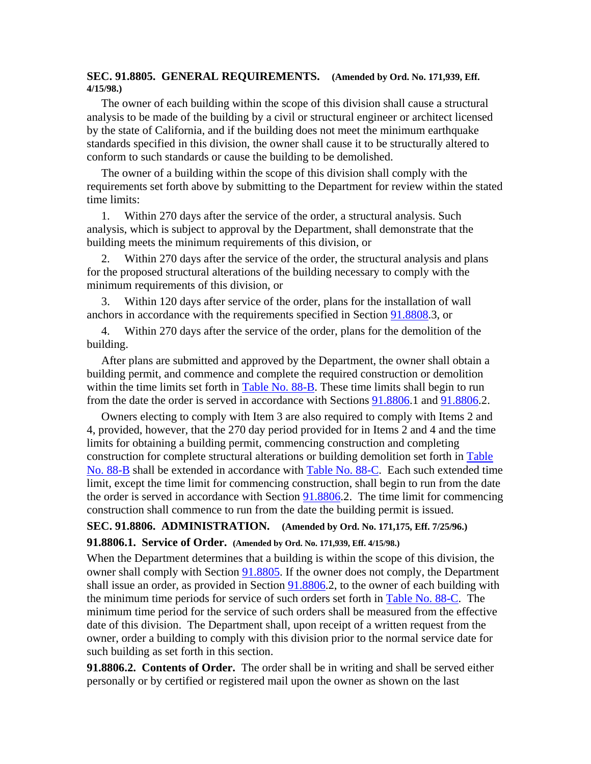### SEC. 91.8805. GENERAL REQUIREMENTS. (Amended by Ord. No. 171,939, Eff. 4/15/98.)

The owner of each building within the scope of this division shall cause a structural analysis to be made of the building by a civil or structural engineer or architect licensed by the state of California, and if the building does not meet the minimum earthquake standards specified in this division, the owner shall cause it to be structurally altered to conform to such standards or cause the building to be demolished.

The owner of a building within the scope of this division shall comply with the requirements set forth above by submitting to the Department for review within the stated time limits:

1. Within 270 days after the service of the order, a structural analysis. Such analysis, which is subject to approval by the Department, shall demonstrate that the building meets the minimum requirements of this division, or

2. Within 270 days after the service of the order, the structural analysis and plans for the proposed structural alterations of the building necessary to comply with the minimum requirements of this division, or

3. Within 120 days after service of the order, plans for the installation of wall anchors in accordance with the requirements specified in Section 91.8808.3, or

4. Within 270 days after the service of the order, plans for the demolition of the building.

After plans are submitted and approved by the Department, the owner shall obtain a building permit, and commence and complete the required construction or demolition within the time limits set forth in Table No. 88-B. These time limits shall begin to run from the date the order is served in accordance with Sections 91.8806.1 and 91.8806.2.

Owners electing to comply with Item 3 are also required to comply with Items 2 and 4, provided, however, that the 270 day period provided for in Items 2 and 4 and the time limits for obtaining a building permit, commencing construction and completing construction for complete structural alterations or building demolition set forth in Table No. 88-B shall be extended in accordance with Table No. 88-C. Each such extended time limit, except the time limit for commencing construction, shall begin to run from the date the order is served in accordance with Section 91.8806.2. The time limit for commencing construction shall commence to run from the date the building permit is issued.

### SEC. 91.8806. ADMINISTRATION. (Amended by Ord. No. 171,175, Eff. 7/25/96.)

#### 91.8806.1. Service of Order. (Amended by Ord. No. 171,939, Eff. 4/15/98.)

When the Department determines that a building is within the scope of this division, the owner shall comply with Section 91.8805. If the owner does not comply, the Department shall issue an order, as provided in Section 91.8806.2, to the owner of each building with the minimum time periods for service of such orders set forth in Table No. 88-C. The minimum time period for the service of such orders shall be measured from the effective date of this division. The Department shall, upon receipt of a written request from the owner, order a building to comply with this division prior to the normal service date for such building as set forth in this section.

**91.8806.2. Contents of Order.** The order shall be in writing and shall be served either personally or by certified or registered mail upon the owner as shown on the last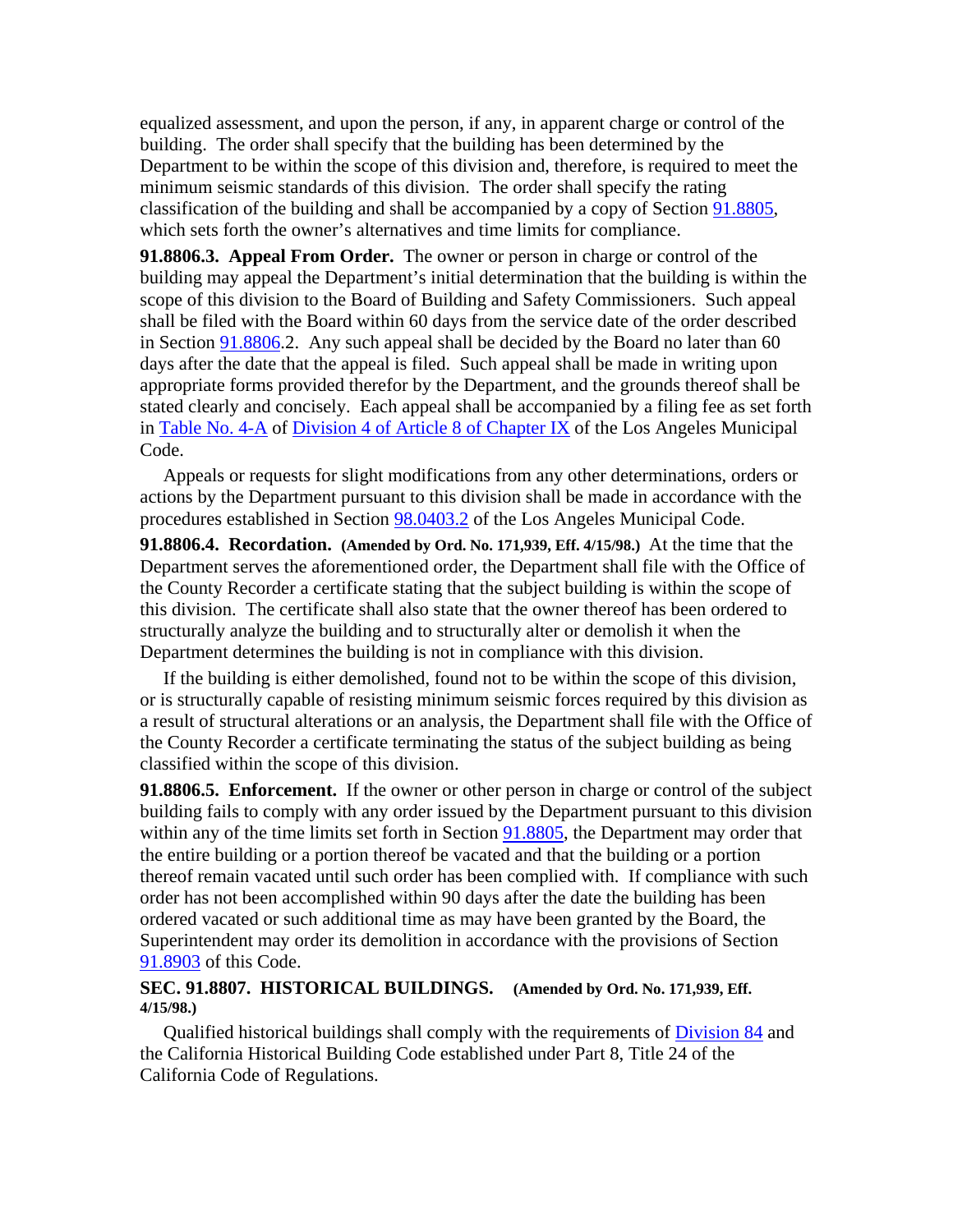equalized assessment, and upon the person, if any, in apparent charge or control of the building. The order shall specify that the building has been determined by the Department to be within the scope of this division and, therefore, is required to meet the minimum seismic standards of this division. The order shall specify the rating classification of the building and shall be accompanied by a copy of Section 91.8805, which sets forth the owner's alternatives and time limits for compliance.

**91.8806.3. Appeal From Order.** The owner or person in charge or control of the building may appeal the Department's initial determination that the building is within the scope of this division to the Board of Building and Safety Commissioners. Such appeal shall be filed with the Board within 60 days from the service date of the order described in Section 91.8806.2. Any such appeal shall be decided by the Board no later than 60 days after the date that the appeal is filed. Such appeal shall be made in writing upon appropriate forms provided therefor by the Department, and the grounds thereof shall be stated clearly and concisely. Each appeal shall be accompanied by a filing fee as set forth in Table No. 4-A of Division 4 of Article 8 of Chapter IX of the Los Angeles Municipal Code.

Appeals or requests for slight modifications from any other determinations, orders or actions by the Department pursuant to this division shall be made in accordance with the procedures established in Section 98.0403.2 of the Los Angeles Municipal Code.

**91.8806.4. Recordation. (Amended by Ord. No. 171,939, Eff. 4/15/98.)** At the time that the Department serves the aforementioned order, the Department shall file with the Office of the County Recorder a certificate stating that the subject building is within the scope of this division. The certificate shall also state that the owner thereof has been ordered to structurally analyze the building and to structurally alter or demolish it when the Department determines the building is not in compliance with this division.

If the building is either demolished, found not to be within the scope of this division, or is structurally capable of resisting minimum seismic forces required by this division as a result of structural alterations or an analysis, the Department shall file with the Office of the County Recorder a certificate terminating the status of the subject building as being classified within the scope of this division.

**91.8806.5. Enforcement.** If the owner or other person in charge or control of the subject building fails to comply with any order issued by the Department pursuant to this division within any of the time limits set forth in Section 91.8805, the Department may order that the entire building or a portion thereof be vacated and that the building or a portion thereof remain vacated until such order has been complied with. If compliance with such order has not been accomplished within 90 days after the date the building has been ordered vacated or such additional time as may have been granted by the Board, the Superintendent may order its demolition in accordance with the provisions of Section 91.8903 of this Code.

### SEC. 91.8807. HISTORICAL BUILDINGS. (Amended by Ord. No. 171,939, Eff. 4/15/98.)

Qualified historical buildings shall comply with the requirements of Division 84 and the California Historical Building Code established under Part 8, Title 24 of the California Code of Regulations.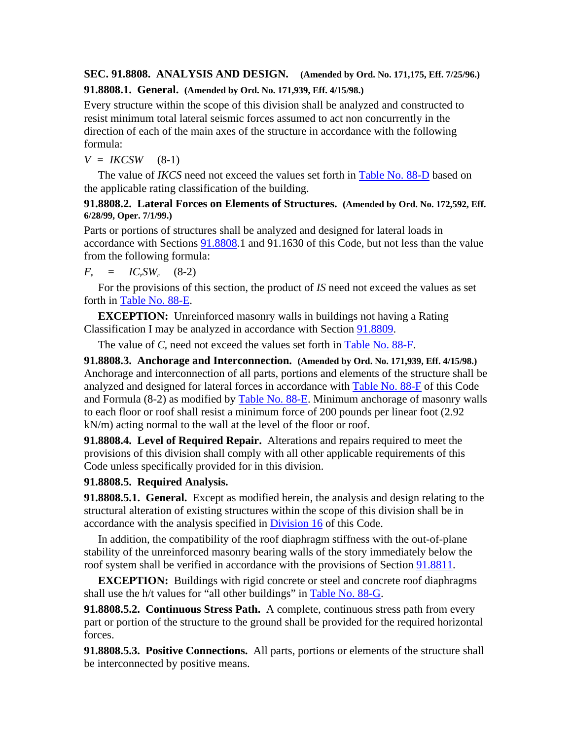## SEC. 91.8808. ANALYSIS AND DESIGN. (Amended by Ord. No. 171,175, Eff. 7/25/96.)

### 91.8808.1. General. (Amended by Ord. No. 171,939, Eff. 4/15/98.)

Every structure within the scope of this division shall be analyzed and constructed to resist minimum total lateral seismic forces assumed to act non concurrently in the direction of each of the main axes of the structure in accordance with the following formula:

$$V = IKCSW \quad (8\text{-}1)$$

The value of *IKCS* need not exceed the values set forth in Table No. 88-D based on the applicable rating classification of the building.

### 91.8808.2. Lateral Forces on Elements of Structures. (Amended by Ord. No. 172,592, Eff. 6/28/99, Oper. 7/1/99.)

Parts or portions of structures shall be analyzed and designed for lateral loads in accordance with Sections 91.8808.1 and 91.1630 of this Code, but not less than the value from the following formula:

$$F_p = IC_pSW_p \quad (8\text{-}2)$$

For the provisions of this section, the product of *IS* need not exceed the values as set forth in Table No. 88-E.

**EXCEPTION:** Unreinforced masonry walls in buildings not having a Rating Classification I may be analyzed in accordance with Section 91.8809.

The value of $C_p$ need not exceed the values set forth in Table No. 88-F.

### 91.8808.3. Anchorage and Interconnection. (Amended by Ord. No. 171,939, Eff. 4/15/98.)

Anchorage and interconnection of all parts, portions and elements of the structure shall be analyzed and designed for lateral forces in accordance with Table No. 88-F of this Code and Formula (8-2) as modified by Table No. 88-E. Minimum anchorage of masonry walls to each floor or roof shall resist a minimum force of 200 pounds per linear foot (2.92 kN/m) acting normal to the wall at the level of the floor or roof.

**91.8808.4. Level of Required Repair.** Alterations and repairs required to meet the provisions of this division shall comply with all other applicable requirements of this Code unless specifically provided for in this division.

### 91.8808.5. Required Analysis.

**91.8808.5.1. General.** Except as modified herein, the analysis and design relating to the structural alteration of existing structures within the scope of this division shall be in accordance with the analysis specified in Division 16 of this Code.

In addition, the compatibility of the roof diaphragm stiffness with the out-of-plane stability of the unreinforced masonry bearing walls of the story immediately below the roof system shall be verified in accordance with the provisions of Section 91.8811.

**EXCEPTION:** Buildings with rigid concrete or steel and concrete roof diaphragms shall use the h/t values for "all other buildings" in Table No. 88-G.

**91.8808.5.2. Continuous Stress Path.** A complete, continuous stress path from every part or portion of the structure to the ground shall be provided for the required horizontal forces.

**91.8808.5.3. Positive Connections.** All parts, portions or elements of the structure shall be interconnected by positive means.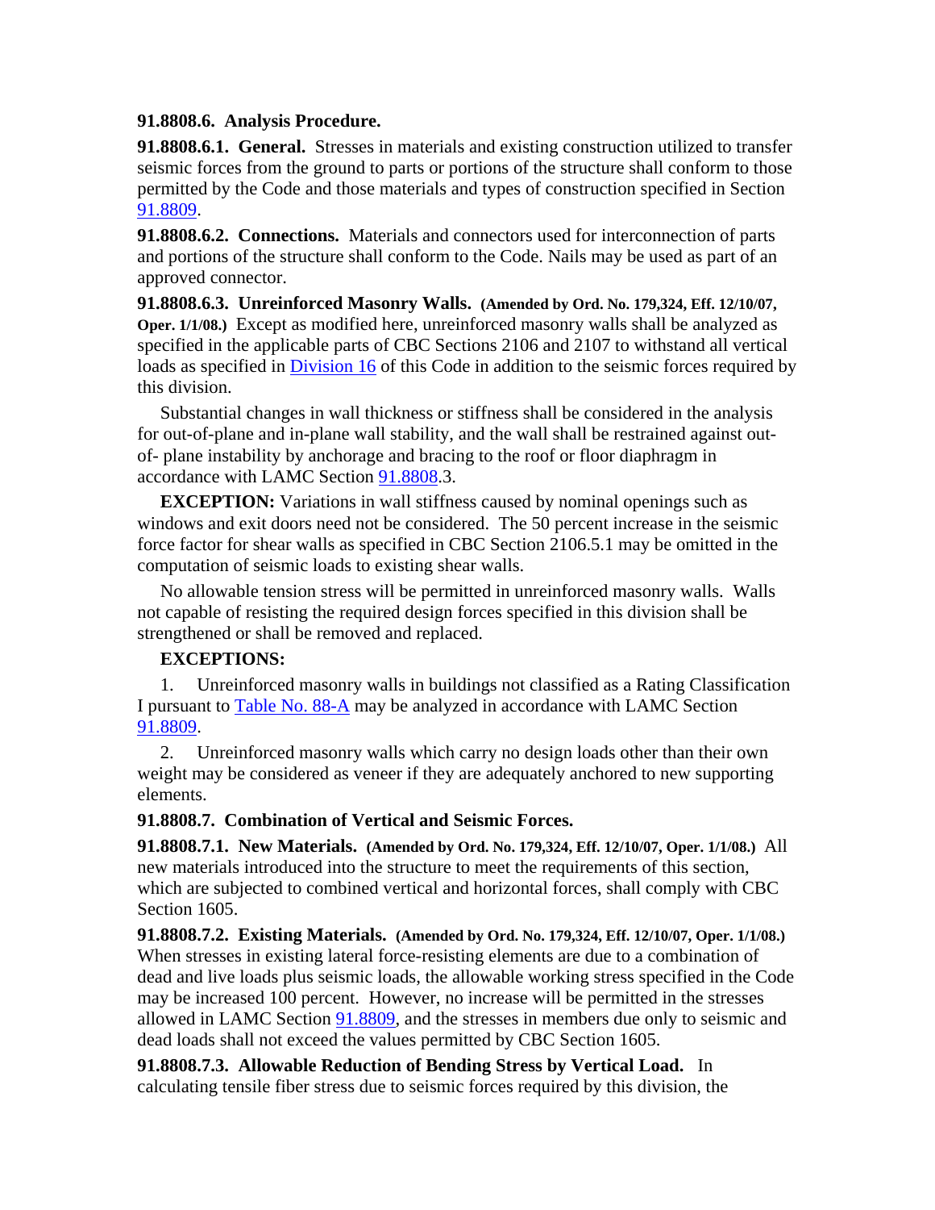**91.8808.6. Analysis Procedure.**

**91.8808.6.1. General.** Stresses in materials and existing construction utilized to transfer seismic forces from the ground to parts or portions of the structure shall conform to those permitted by the Code and those materials and types of construction specified in Section 91.8809.

**91.8808.6.2. Connections.** Materials and connectors used for interconnection of parts and portions of the structure shall conform to the Code. Nails may be used as part of an approved connector.

**91.8808.6.3. Unreinforced Masonry Walls. (Amended by Ord. No. 179,324, Eff. 12/10/07, Oper. 1/1/08.)** Except as modified here, unreinforced masonry walls shall be analyzed as specified in the applicable parts of CBC Sections 2106 and 2107 to withstand all vertical loads as specified in Division 16 of this Code in addition to the seismic forces required by this division.

Substantial changes in wall thickness or stiffness shall be considered in the analysis for out-of-plane and in-plane wall stability, and the wall shall be restrained against out-of- plane instability by anchorage and bracing to the roof or floor diaphragm in accordance with LAMC Section 91.8808.3.

**EXCEPTION:** Variations in wall stiffness caused by nominal openings such as windows and exit doors need not be considered. The 50 percent increase in the seismic force factor for shear walls as specified in CBC Section 2106.5.1 may be omitted in the computation of seismic loads to existing shear walls.

No allowable tension stress will be permitted in unreinforced masonry walls. Walls not capable of resisting the required design forces specified in this division shall be strengthened or shall be removed and replaced.

**EXCEPTIONS:**

1. Unreinforced masonry walls in buildings not classified as a Rating Classification I pursuant to Table No. 88-A may be analyzed in accordance with LAMC Section 91.8809.

2. Unreinforced masonry walls which carry no design loads other than their own weight may be considered as veneer if they are adequately anchored to new supporting elements.

**91.8808.7. Combination of Vertical and Seismic Forces.**

**91.8808.7.1. New Materials. (Amended by Ord. No. 179,324, Eff. 12/10/07, Oper. 1/1/08.)** All new materials introduced into the structure to meet the requirements of this section, which are subjected to combined vertical and horizontal forces, shall comply with CBC Section 1605.

**91.8808.7.2. Existing Materials. (Amended by Ord. No. 179,324, Eff. 12/10/07, Oper. 1/1/08.)** When stresses in existing lateral force-resisting elements are due to a combination of dead and live loads plus seismic loads, the allowable working stress specified in the Code may be increased 100 percent. However, no increase will be permitted in the stresses allowed in LAMC Section 91.8809, and the stresses in members due only to seismic and dead loads shall not exceed the values permitted by CBC Section 1605.

**91.8808.7.3. Allowable Reduction of Bending Stress by Vertical Load.** In calculating tensile fiber stress due to seismic forces required by this division, the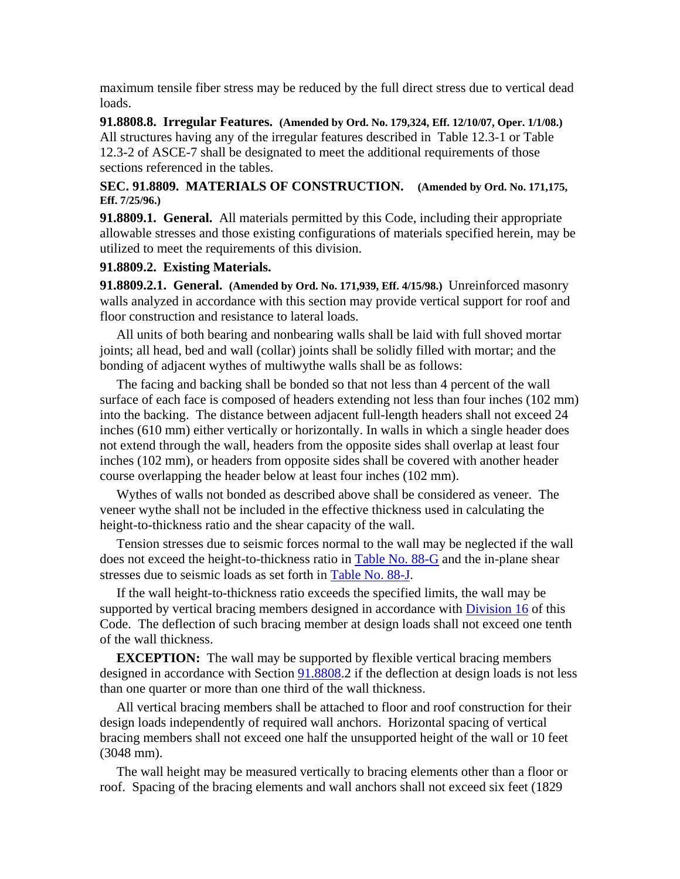maximum tensile fiber stress may be reduced by the full direct stress due to vertical dead loads.

**91.8808.8. Irregular Features. (Amended by Ord. No. 179,324, Eff. 12/10/07, Oper. 1/1/08.)** All structures having any of the irregular features described in Table 12.3-1 or Table 12.3-2 of ASCE-7 shall be designated to meet the additional requirements of those sections referenced in the tables.

### SEC. 91.8809. MATERIALS OF CONSTRUCTION. (Amended by Ord. No. 171,175, Eff. 7/25/96.)

**91.8809.1. General.** All materials permitted by this Code, including their appropriate allowable stresses and those existing configurations of materials specified herein, may be utilized to meet the requirements of this division.

**91.8809.2. Existing Materials.**

**91.8809.2.1. General. (Amended by Ord. No. 171,939, Eff. 4/15/98.)** Unreinforced masonry walls analyzed in accordance with this section may provide vertical support for roof and floor construction and resistance to lateral loads.

All units of both bearing and nonbearing walls shall be laid with full shoved mortar joints; all head, bed and wall (collar) joints shall be solidly filled with mortar; and the bonding of adjacent wythes of multiwythe walls shall be as follows:

The facing and backing shall be bonded so that not less than 4 percent of the wall surface of each face is composed of headers extending not less than four inches (102 mm) into the backing. The distance between adjacent full-length headers shall not exceed 24 inches (610 mm) either vertically or horizontally. In walls in which a single header does not extend through the wall, headers from the opposite sides shall overlap at least four inches (102 mm), or headers from opposite sides shall be covered with another header course overlapping the header below at least four inches (102 mm).

Wythes of walls not bonded as described above shall be considered as veneer. The veneer wythe shall not be included in the effective thickness used in calculating the height-to-thickness ratio and the shear capacity of the wall.

Tension stresses due to seismic forces normal to the wall may be neglected if the wall does not exceed the height-to-thickness ratio in Table No. 88-G and the in-plane shear stresses due to seismic loads as set forth in Table No. 88-J.

If the wall height-to-thickness ratio exceeds the specified limits, the wall may be supported by vertical bracing members designed in accordance with Division 16 of this Code. The deflection of such bracing member at design loads shall not exceed one tenth of the wall thickness.

**EXCEPTION:** The wall may be supported by flexible vertical bracing members designed in accordance with Section 91.8808.2 if the deflection at design loads is not less than one quarter or more than one third of the wall thickness.

All vertical bracing members shall be attached to floor and roof construction for their design loads independently of required wall anchors. Horizontal spacing of vertical bracing members shall not exceed one half the unsupported height of the wall or 10 feet (3048 mm).

The wall height may be measured vertically to bracing elements other than a floor or roof. Spacing of the bracing elements and wall anchors shall not exceed six feet (1829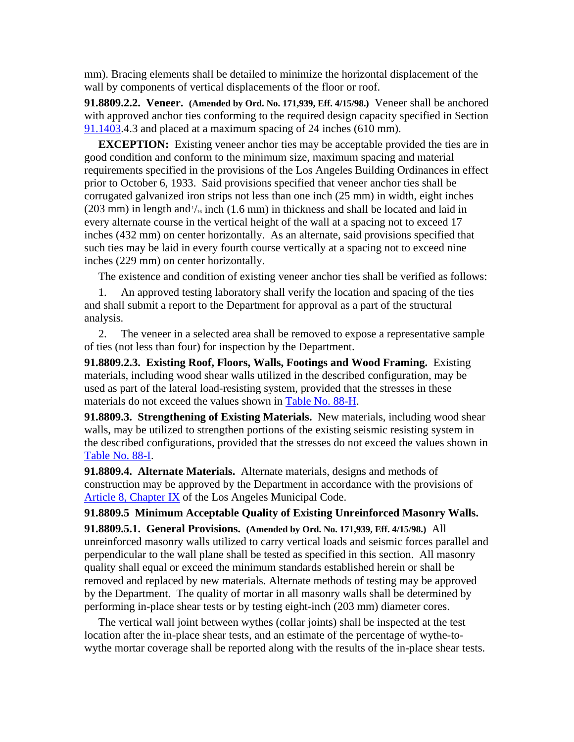mm). Bracing elements shall be detailed to minimize the horizontal displacement of the wall by components of vertical displacements of the floor or roof.

**91.8809.2.2. Veneer.** **(Amended by Ord. No. 171,939, Eff. 4/15/98.)** Veneer shall be anchored with approved anchor ties conforming to the required design capacity specified in Section 91.1403.4.3 and placed at a maximum spacing of 24 inches (610 mm).

**EXCEPTION:** Existing veneer anchor ties may be acceptable provided the ties are in good condition and conform to the minimum size, maximum spacing and material requirements specified in the provisions of the Los Angeles Building Ordinances in effect prior to October 6, 1933. Said provisions specified that veneer anchor ties shall be corrugated galvanized iron strips not less than one inch (25 mm) in width, eight inches (203 mm) in length and $^{1}/_{16}$ inch (1.6 mm) in thickness and shall be located and laid in every alternate course in the vertical height of the wall at a spacing not to exceed 17 inches (432 mm) on center horizontally. As an alternate, said provisions specified that such ties may be laid in every fourth course vertically at a spacing not to exceed nine inches (229 mm) on center horizontally.

The existence and condition of existing veneer anchor ties shall be verified as follows:

1. An approved testing laboratory shall verify the location and spacing of the ties and shall submit a report to the Department for approval as a part of the structural analysis.

2. The veneer in a selected area shall be removed to expose a representative sample of ties (not less than four) for inspection by the Department.

**91.8809.2.3. Existing Roof, Floors, Walls, Footings and Wood Framing.** Existing materials, including wood shear walls utilized in the described configuration, may be used as part of the lateral load-resisting system, provided that the stresses in these materials do not exceed the values shown in Table No. 88-H.

**91.8809.3. Strengthening of Existing Materials.** New materials, including wood shear walls, may be utilized to strengthen portions of the existing seismic resisting system in the described configurations, provided that the stresses do not exceed the values shown in Table No. 88-I.

**91.8809.4. Alternate Materials.** Alternate materials, designs and methods of construction may be approved by the Department in accordance with the provisions of Article 8, Chapter IX of the Los Angeles Municipal Code.

**91.8809.5 Minimum Acceptable Quality of Existing Unreinforced Masonry Walls.**

**91.8809.5.1. General Provisions.** **(Amended by Ord. No. 171,939, Eff. 4/15/98.)** All unreinforced masonry walls utilized to carry vertical loads and seismic forces parallel and perpendicular to the wall plane shall be tested as specified in this section. All masonry quality shall equal or exceed the minimum standards established herein or shall be removed and replaced by new materials. Alternate methods of testing may be approved by the Department. The quality of mortar in all masonry walls shall be determined by performing in-place shear tests or by testing eight-inch (203 mm) diameter cores.

The vertical wall joint between wythes (collar joints) shall be inspected at the test location after the in-place shear tests, and an estimate of the percentage of wythe-to-wythe mortar coverage shall be reported along with the results of the in-place shear tests.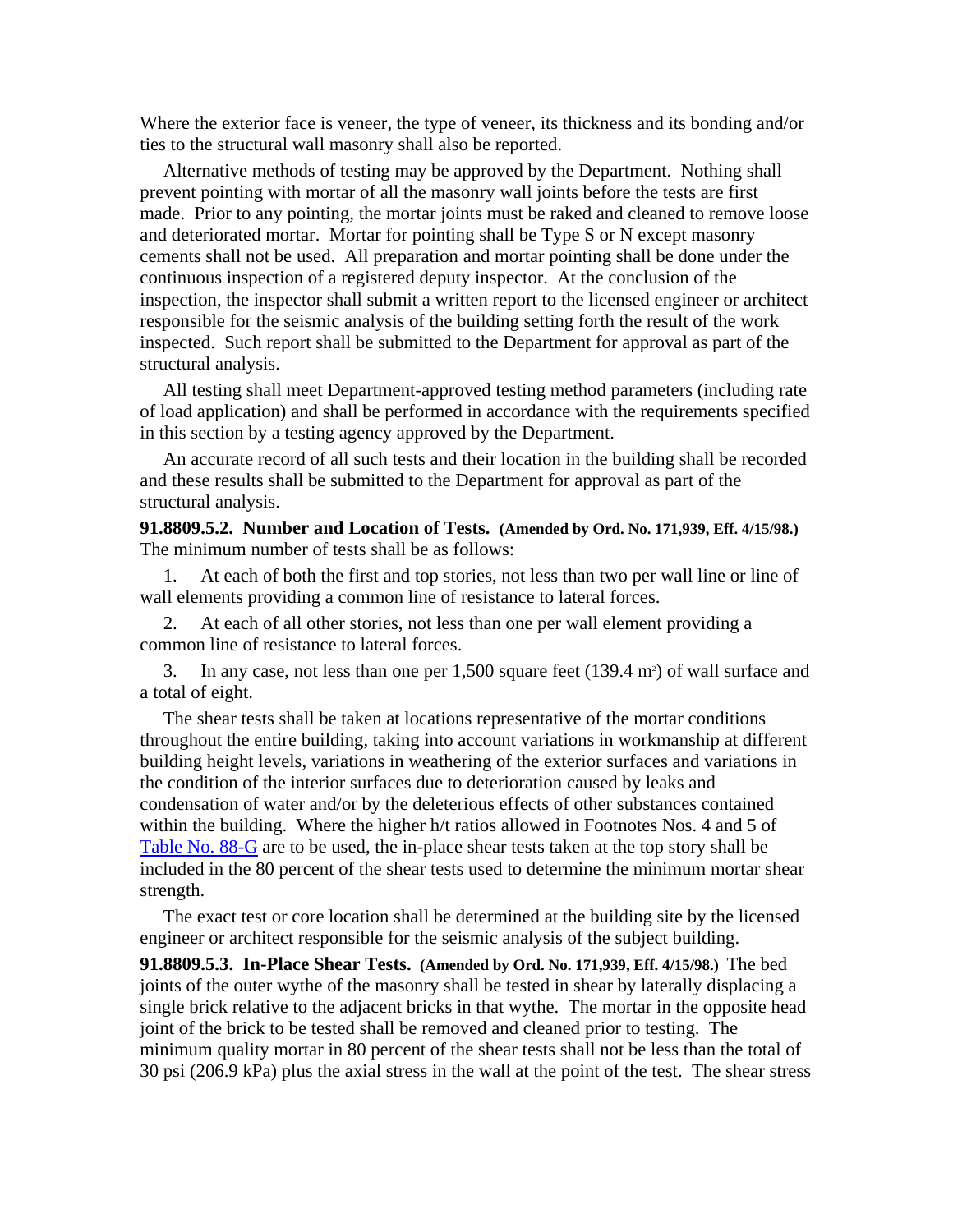Where the exterior face is veneer, the type of veneer, its thickness and its bonding and/or ties to the structural wall masonry shall also be reported.

Alternative methods of testing may be approved by the Department. Nothing shall prevent pointing with mortar of all the masonry wall joints before the tests are first made. Prior to any pointing, the mortar joints must be raked and cleaned to remove loose and deteriorated mortar. Mortar for pointing shall be Type S or N except masonry cements shall not be used. All preparation and mortar pointing shall be done under the continuous inspection of a registered deputy inspector. At the conclusion of the inspection, the inspector shall submit a written report to the licensed engineer or architect responsible for the seismic analysis of the building setting forth the result of the work inspected. Such report shall be submitted to the Department for approval as part of the structural analysis.

All testing shall meet Department-approved testing method parameters (including rate of load application) and shall be performed in accordance with the requirements specified in this section by a testing agency approved by the Department.

An accurate record of all such tests and their location in the building shall be recorded and these results shall be submitted to the Department for approval as part of the structural analysis.

**91.8809.5.2. Number and Location of Tests. (Amended by Ord. No. 171,939, Eff. 4/15/98.)** The minimum number of tests shall be as follows:

1. At each of both the first and top stories, not less than two per wall line or line of wall elements providing a common line of resistance to lateral forces.

2. At each of all other stories, not less than one per wall element providing a common line of resistance to lateral forces.

3. In any case, not less than one per 1,500 square feet (139.4 $m^2$) of wall surface and a total of eight.

The shear tests shall be taken at locations representative of the mortar conditions throughout the entire building, taking into account variations in workmanship at different building height levels, variations in weathering of the exterior surfaces and variations in the condition of the interior surfaces due to deterioration caused by leaks and condensation of water and/or by the deleterious effects of other substances contained within the building. Where the higher h/t ratios allowed in Footnotes Nos. 4 and 5 of Table No. 88-G are to be used, the in-place shear tests taken at the top story shall be included in the 80 percent of the shear tests used to determine the minimum mortar shear strength.

The exact test or core location shall be determined at the building site by the licensed engineer or architect responsible for the seismic analysis of the subject building.

**91.8809.5.3. In-Place Shear Tests. (Amended by Ord. No. 171,939, Eff. 4/15/98.)** The bed joints of the outer wythe of the masonry shall be tested in shear by laterally displacing a single brick relative to the adjacent bricks in that wythe. The mortar in the opposite head joint of the brick to be tested shall be removed and cleaned prior to testing. The minimum quality mortar in 80 percent of the shear tests shall not be less than the total of 30 psi (206.9 kPa) plus the axial stress in the wall at the point of the test. The shear stress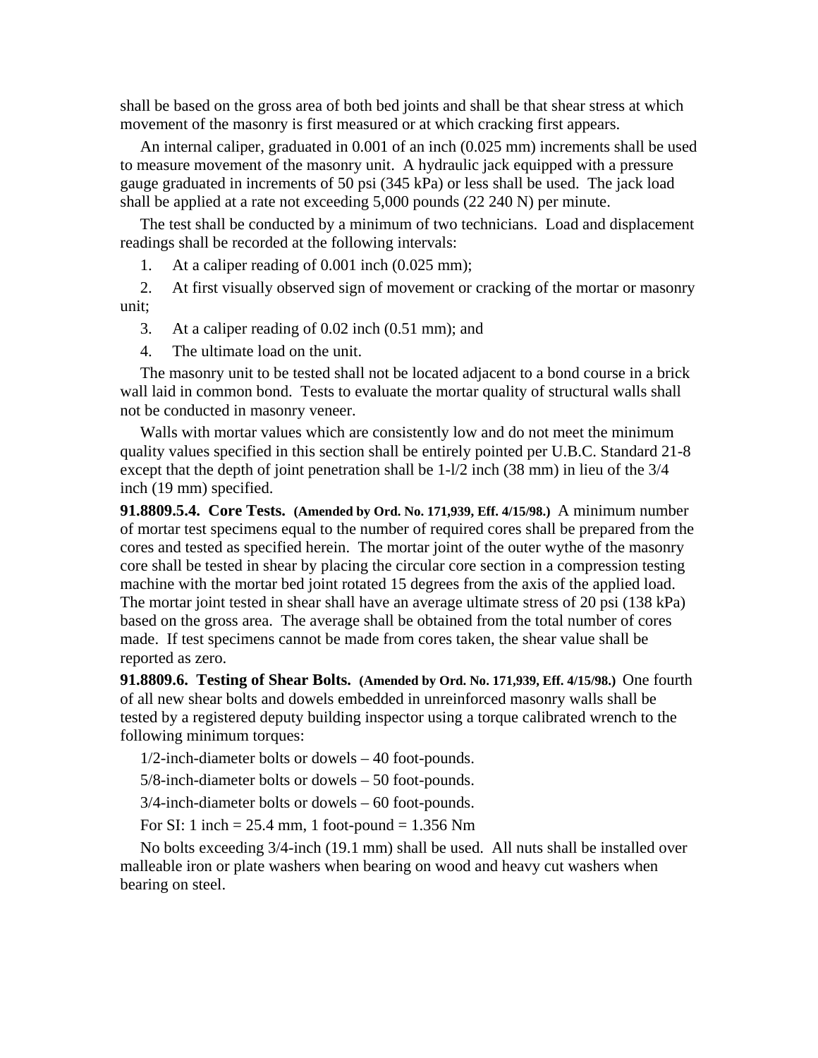shall be based on the gross area of both bed joints and shall be that shear stress at which movement of the masonry is first measured or at which cracking first appears.

An internal caliper, graduated in 0.001 of an inch (0.025 mm) increments shall be used to measure movement of the masonry unit. A hydraulic jack equipped with a pressure gauge graduated in increments of 50 psi (345 kPa) or less shall be used. The jack load shall be applied at a rate not exceeding 5,000 pounds (22 240 N) per minute.

The test shall be conducted by a minimum of two technicians. Load and displacement readings shall be recorded at the following intervals:

1. At a caliper reading of 0.001 inch (0.025 mm);
2. At first visually observed sign of movement or cracking of the mortar or masonry unit;
3. At a caliper reading of 0.02 inch (0.51 mm); and
4. The ultimate load on the unit.

The masonry unit to be tested shall not be located adjacent to a bond course in a brick wall laid in common bond. Tests to evaluate the mortar quality of structural walls shall not be conducted in masonry veneer.

Walls with mortar values which are consistently low and do not meet the minimum quality values specified in this section shall be entirely pointed per U.B.C. Standard 21-8 except that the depth of joint penetration shall be 1-l/2 inch (38 mm) in lieu of the 3/4 inch (19 mm) specified.

**91.8809.5.4. Core Tests.** **(Amended by Ord. No. 171,939, Eff. 4/15/98.)** A minimum number of mortar test specimens equal to the number of required cores shall be prepared from the cores and tested as specified herein. The mortar joint of the outer wythe of the masonry core shall be tested in shear by placing the circular core section in a compression testing machine with the mortar bed joint rotated 15 degrees from the axis of the applied load. The mortar joint tested in shear shall have an average ultimate stress of 20 psi (138 kPa) based on the gross area. The average shall be obtained from the total number of cores made. If test specimens cannot be made from cores taken, the shear value shall be reported as zero.

**91.8809.6. Testing of Shear Bolts.** **(Amended by Ord. No. 171,939, Eff. 4/15/98.)** One fourth of all new shear bolts and dowels embedded in unreinforced masonry walls shall be tested by a registered deputy building inspector using a torque calibrated wrench to the following minimum torques:

1/2-inch-diameter bolts or dowels – 40 foot-pounds.

5/8-inch-diameter bolts or dowels – 50 foot-pounds.

3/4-inch-diameter bolts or dowels – 60 foot-pounds.

For SI: 1 inch = 25.4 mm, 1 foot-pound = 1.356 Nm

No bolts exceeding 3/4-inch (19.1 mm) shall be used. All nuts shall be installed over malleable iron or plate washers when bearing on wood and heavy cut washers when bearing on steel.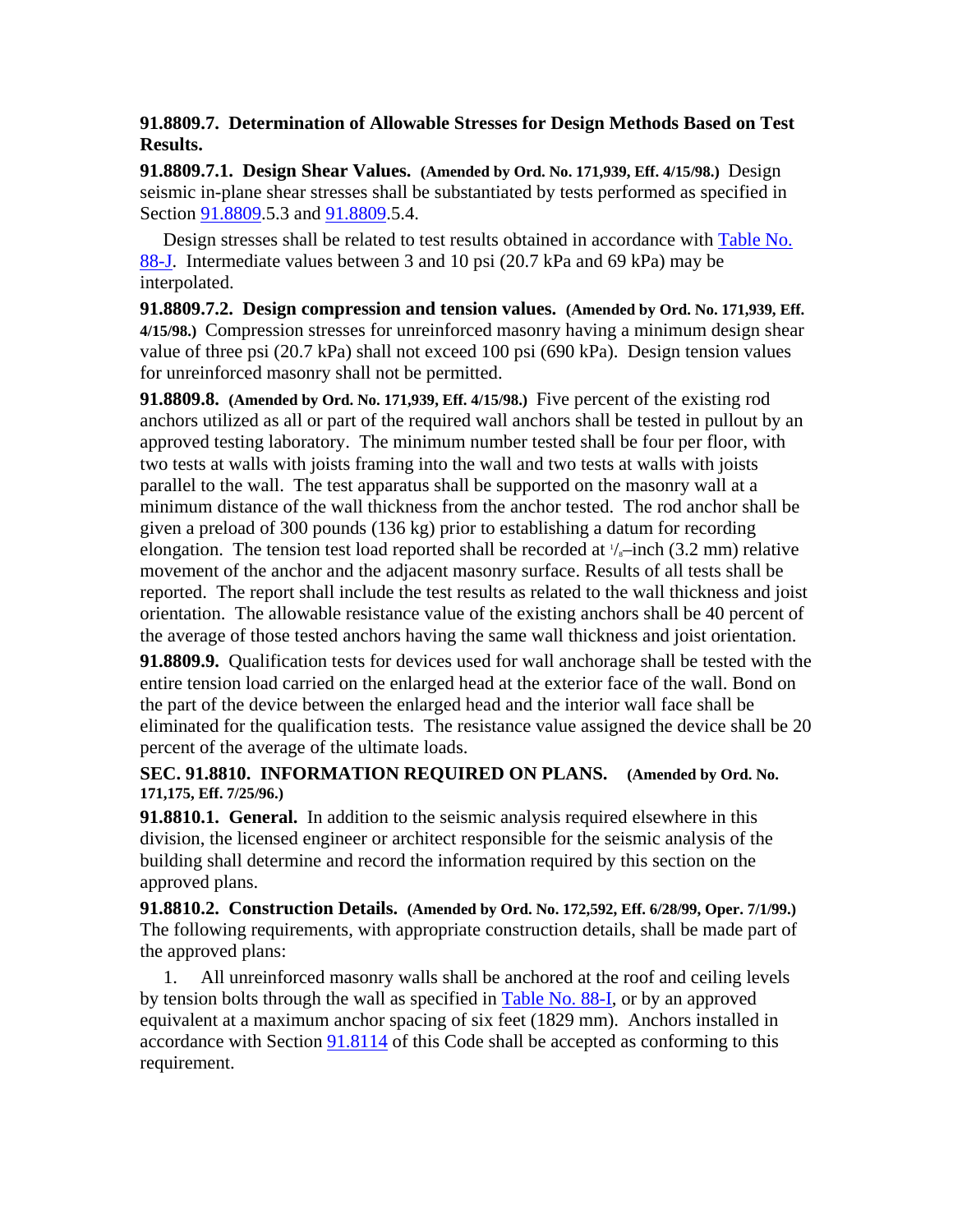**91.8809.7. Determination of Allowable Stresses for Design Methods Based on Test Results.**

**91.8809.7.1. Design Shear Values.** **(Amended by Ord. No. 171,939, Eff. 4/15/98.)** Design seismic in-plane shear stresses shall be substantiated by tests performed as specified in Section 91.8809.5.3 and 91.8809.5.4.

Design stresses shall be related to test results obtained in accordance with Table No. 88-J. Intermediate values between 3 and 10 psi (20.7 kPa and 69 kPa) may be interpolated.

**91.8809.7.2. Design compression and tension values.** **(Amended by Ord. No. 171,939, Eff. 4/15/98.)** Compression stresses for unreinforced masonry having a minimum design shear value of three psi (20.7 kPa) shall not exceed 100 psi (690 kPa). Design tension values for unreinforced masonry shall not be permitted.

**91.8809.8.** **(Amended by Ord. No. 171,939, Eff. 4/15/98.)** Five percent of the existing rod anchors utilized as all or part of the required wall anchors shall be tested in pullout by an approved testing laboratory. The minimum number tested shall be four per floor, with two tests at walls with joists framing into the wall and two tests at walls with joists parallel to the wall. The test apparatus shall be supported on the masonry wall at a minimum distance of the wall thickness from the anchor tested. The rod anchor shall be given a preload of 300 pounds (136 kg) prior to establishing a datum for recording elongation. The tension test load reported shall be recorded at $^1/_8$–inch (3.2 mm) relative movement of the anchor and the adjacent masonry surface. Results of all tests shall be reported. The report shall include the test results as related to the wall thickness and joist orientation. The allowable resistance value of the existing anchors shall be 40 percent of the average of those tested anchors having the same wall thickness and joist orientation.

**91.8809.9.** Qualification tests for devices used for wall anchorage shall be tested with the entire tension load carried on the enlarged head at the exterior face of the wall. Bond on the part of the device between the enlarged head and the interior wall face shall be eliminated for the qualification tests. The resistance value assigned the device shall be 20 percent of the average of the ultimate loads.

## SEC. 91.8810. INFORMATION REQUIRED ON PLANS. (Amended by Ord. No. 171,175, Eff. 7/25/96.)

**91.8810.1. General.** In addition to the seismic analysis required elsewhere in this division, the licensed engineer or architect responsible for the seismic analysis of the building shall determine and record the information required by this section on the approved plans.

**91.8810.2. Construction Details.** **(Amended by Ord. No. 172,592, Eff. 6/28/99, Oper. 7/1/99.)** The following requirements, with appropriate construction details, shall be made part of the approved plans:

1. All unreinforced masonry walls shall be anchored at the roof and ceiling levels by tension bolts through the wall as specified in Table No. 88-I, or by an approved equivalent at a maximum anchor spacing of six feet (1829 mm). Anchors installed in accordance with Section 91.8114 of this Code shall be accepted as conforming to this requirement.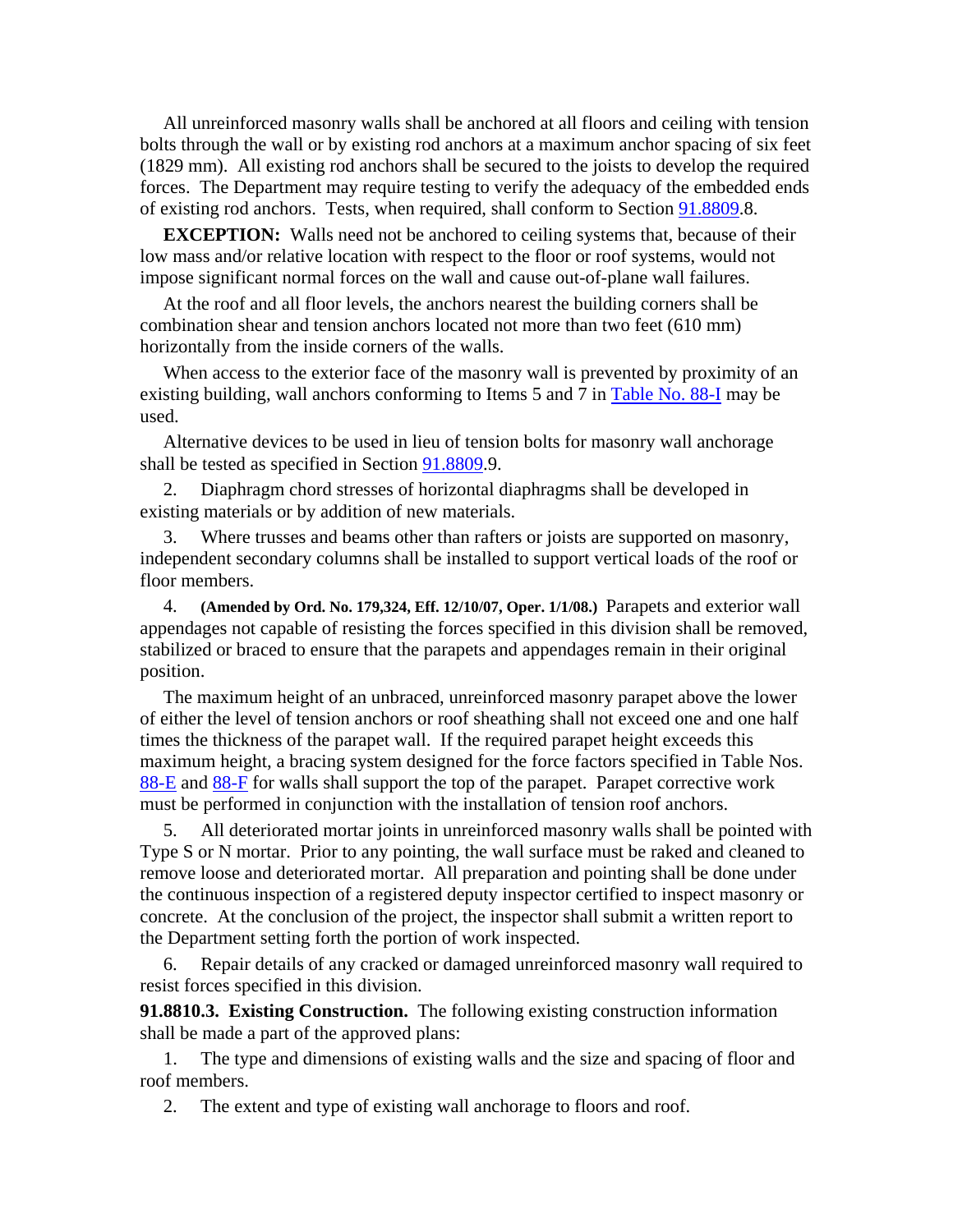All unreinforced masonry walls shall be anchored at all floors and ceiling with tension bolts through the wall or by existing rod anchors at a maximum anchor spacing of six feet (1829 mm). All existing rod anchors shall be secured to the joists to develop the required forces. The Department may require testing to verify the adequacy of the embedded ends of existing rod anchors. Tests, when required, shall conform to Section 91.8809.8.

**EXCEPTION:** Walls need not be anchored to ceiling systems that, because of their low mass and/or relative location with respect to the floor or roof systems, would not impose significant normal forces on the wall and cause out-of-plane wall failures.

At the roof and all floor levels, the anchors nearest the building corners shall be combination shear and tension anchors located not more than two feet (610 mm) horizontally from the inside corners of the walls.

When access to the exterior face of the masonry wall is prevented by proximity of an existing building, wall anchors conforming to Items 5 and 7 in Table No. 88-I may be used.

Alternative devices to be used in lieu of tension bolts for masonry wall anchorage shall be tested as specified in Section 91.8809.9.

2. Diaphragm chord stresses of horizontal diaphragms shall be developed in existing materials or by addition of new materials.

3. Where trusses and beams other than rafters or joists are supported on masonry, independent secondary columns shall be installed to support vertical loads of the roof or floor members.

4. **(Amended by Ord. No. 179,324, Eff. 12/10/07, Oper. 1/1/08.)** Parapets and exterior wall appendages not capable of resisting the forces specified in this division shall be removed, stabilized or braced to ensure that the parapets and appendages remain in their original position.

The maximum height of an unbraced, unreinforced masonry parapet above the lower of either the level of tension anchors or roof sheathing shall not exceed one and one half times the thickness of the parapet wall. If the required parapet height exceeds this maximum height, a bracing system designed for the force factors specified in Table Nos. 88-E and 88-F for walls shall support the top of the parapet. Parapet corrective work must be performed in conjunction with the installation of tension roof anchors.

5. All deteriorated mortar joints in unreinforced masonry walls shall be pointed with Type S or N mortar. Prior to any pointing, the wall surface must be raked and cleaned to remove loose and deteriorated mortar. All preparation and pointing shall be done under the continuous inspection of a registered deputy inspector certified to inspect masonry or concrete. At the conclusion of the project, the inspector shall submit a written report to the Department setting forth the portion of work inspected.

6. Repair details of any cracked or damaged unreinforced masonry wall required to resist forces specified in this division.

**91.8810.3. Existing Construction.** The following existing construction information shall be made a part of the approved plans:

1. The type and dimensions of existing walls and the size and spacing of floor and roof members.

2. The extent and type of existing wall anchorage to floors and roof.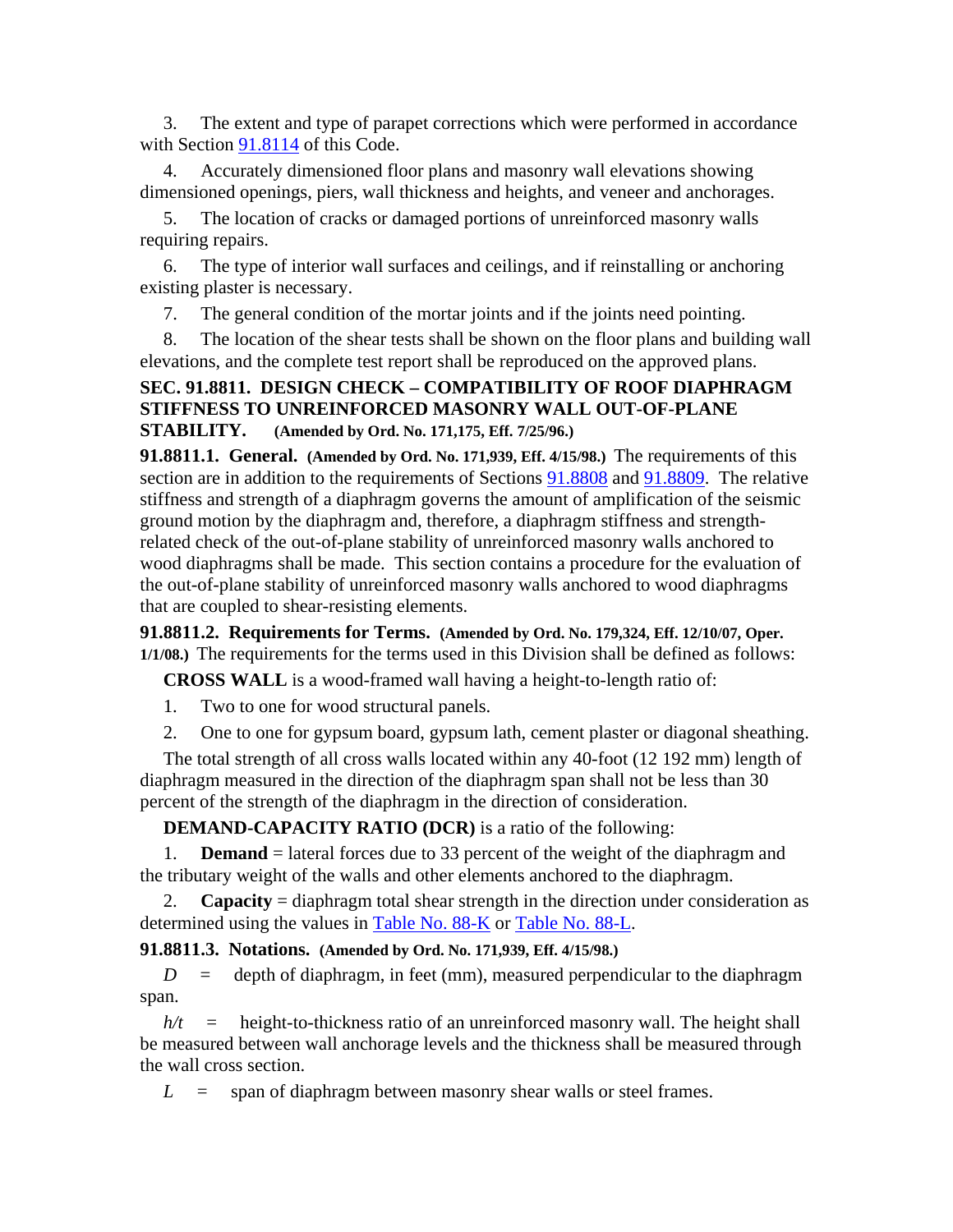3. The extent and type of parapet corrections which were performed in accordance with Section [91.8114] of this Code.

4. Accurately dimensioned floor plans and masonry wall elevations showing dimensioned openings, piers, wall thickness and heights, and veneer and anchorages.

5. The location of cracks or damaged portions of unreinforced masonry walls requiring repairs.

6. The type of interior wall surfaces and ceilings, and if reinstalling or anchoring existing plaster is necessary.

7. The general condition of the mortar joints and if the joints need pointing.

8. The location of the shear tests shall be shown on the floor plans and building wall elevations, and the complete test report shall be reproduced on the approved plans.

### SEC. 91.8811. DESIGN CHECK – COMPATIBILITY OF ROOF DIAPHRAGM STIFFNESS TO UNREINFORCED MASONRY WALL OUT-OF-PLANE STABILITY. (Amended by Ord. No. 171,175, Eff. 7/25/96.)

**91.8811.1. General. (Amended by Ord. No. 171,939, Eff. 4/15/98.)** The requirements of this section are in addition to the requirements of Sections [91.8808] and [91.8809]. The relative stiffness and strength of a diaphragm governs the amount of amplification of the seismic ground motion by the diaphragm and, therefore, a diaphragm stiffness and strength-related check of the out-of-plane stability of unreinforced masonry walls anchored to wood diaphragms shall be made. This section contains a procedure for the evaluation of the out-of-plane stability of unreinforced masonry walls anchored to wood diaphragms that are coupled to shear-resisting elements.

**91.8811.2. Requirements for Terms. (Amended by Ord. No. 179,324, Eff. 12/10/07, Oper. 1/1/08.)** The requirements for the terms used in this Division shall be defined as follows:

**CROSS WALL** is a wood-framed wall having a height-to-length ratio of:

1. Two to one for wood structural panels.

2. One to one for gypsum board, gypsum lath, cement plaster or diagonal sheathing.

The total strength of all cross walls located within any 40-foot (12 192 mm) length of diaphragm measured in the direction of the diaphragm span shall not be less than 30 percent of the strength of the diaphragm in the direction of consideration.

**DEMAND-CAPACITY RATIO (DCR)** is a ratio of the following:

1. **Demand** = lateral forces due to 33 percent of the weight of the diaphragm and the tributary weight of the walls and other elements anchored to the diaphragm.

2. **Capacity** = diaphragm total shear strength in the direction under consideration as determined using the values in [Table No. 88-K] or [Table No. 88-L].

**91.8811.3. Notations. (Amended by Ord. No. 171,939, Eff. 4/15/98.)**

$D$ = depth of diaphragm, in feet (mm), measured perpendicular to the diaphragm span.

$h/t$ = height-to-thickness ratio of an unreinforced masonry wall. The height shall be measured between wall anchorage levels and the thickness shall be measured through the wall cross section.

$L$ = span of diaphragm between masonry shear walls or steel frames.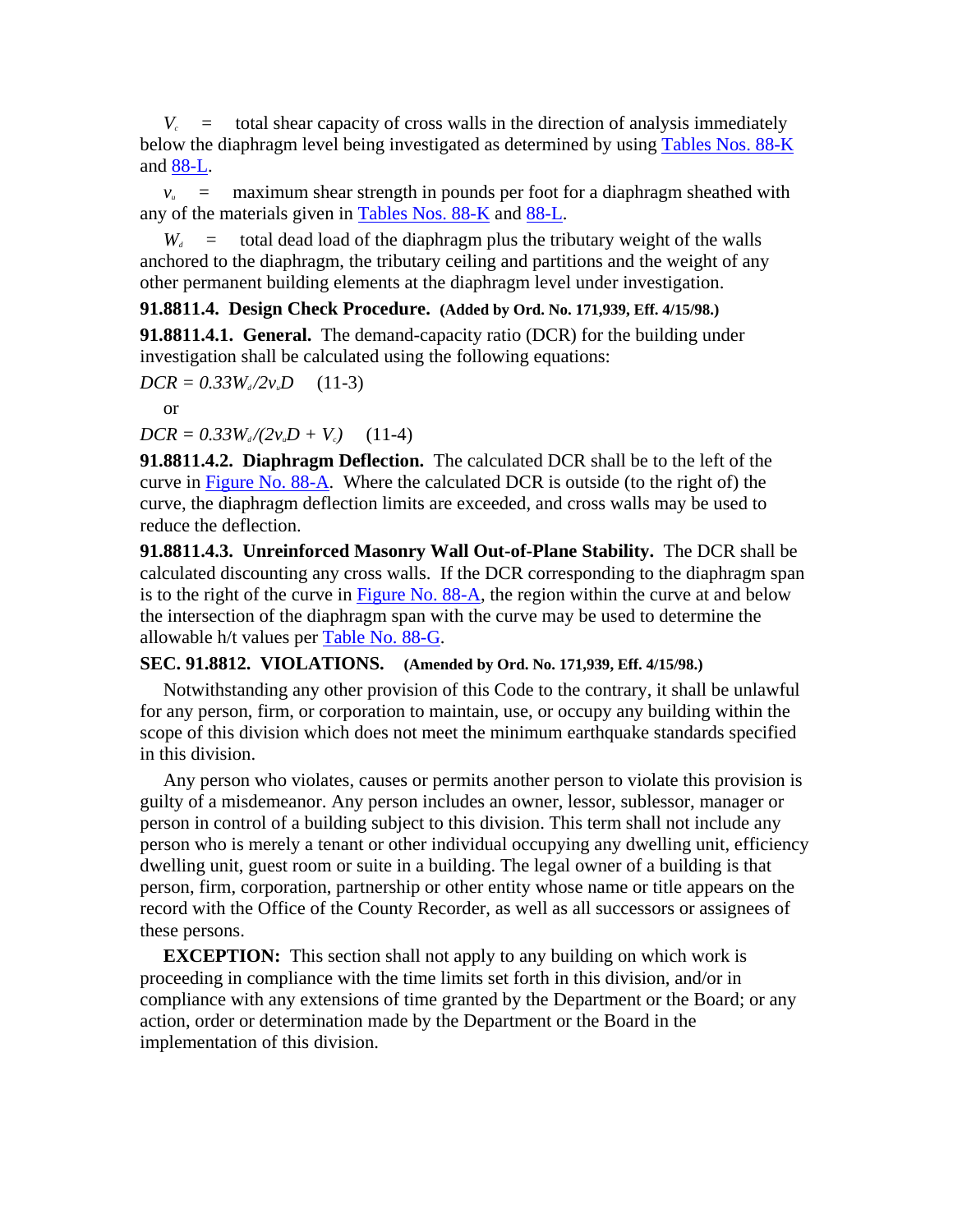$V_c$ = total shear capacity of cross walls in the direction of analysis immediately below the diaphragm level being investigated as determined by using Tables Nos. 88-K and 88-L.

$v_u$ = maximum shear strength in pounds per foot for a diaphragm sheathed with any of the materials given in Tables Nos. 88-K and 88-L.

$W_d$ = total dead load of the diaphragm plus the tributary weight of the walls anchored to the diaphragm, the tributary ceiling and partitions and the weight of any other permanent building elements at the diaphragm level under investigation.

**91.8811.4. Design Check Procedure.** **(Added by Ord. No. 171,939, Eff. 4/15/98.)**

**91.8811.4.1. General.** The demand-capacity ratio (DCR) for the building under investigation shall be calculated using the following equations:

$DCR = 0.33W_d/2v_uD$ (11-3)

or

$DCR = 0.33W_d/(2v_uD + V_c)$ (11-4)

**91.8811.4.2. Diaphragm Deflection.** The calculated DCR shall be to the left of the curve in Figure No. 88-A. Where the calculated DCR is outside (to the right of) the curve, the diaphragm deflection limits are exceeded, and cross walls may be used to reduce the deflection.

**91.8811.4.3. Unreinforced Masonry Wall Out-of-Plane Stability.** The DCR shall be calculated discounting any cross walls. If the DCR corresponding to the diaphragm span is to the right of the curve in Figure No. 88-A, the region within the curve at and below the intersection of the diaphragm span with the curve may be used to determine the allowable h/t values per Table No. 88-G.

## SEC. 91.8812. VIOLATIONS. **(Amended by Ord. No. 171,939, Eff. 4/15/98.)**

Notwithstanding any other provision of this Code to the contrary, it shall be unlawful for any person, firm, or corporation to maintain, use, or occupy any building within the scope of this division which does not meet the minimum earthquake standards specified in this division.

Any person who violates, causes or permits another person to violate this provision is guilty of a misdemeanor. Any person includes an owner, lessor, sublessor, manager or person in control of a building subject to this division. This term shall not include any person who is merely a tenant or other individual occupying any dwelling unit, efficiency dwelling unit, guest room or suite in a building. The legal owner of a building is that person, firm, corporation, partnership or other entity whose name or title appears on the record with the Office of the County Recorder, as well as all successors or assignees of these persons.

**EXCEPTION:** This section shall not apply to any building on which work is proceeding in compliance with the time limits set forth in this division, and/or in compliance with any extensions of time granted by the Department or the Board; or any action, order or determination made by the Department or the Board in the implementation of this division.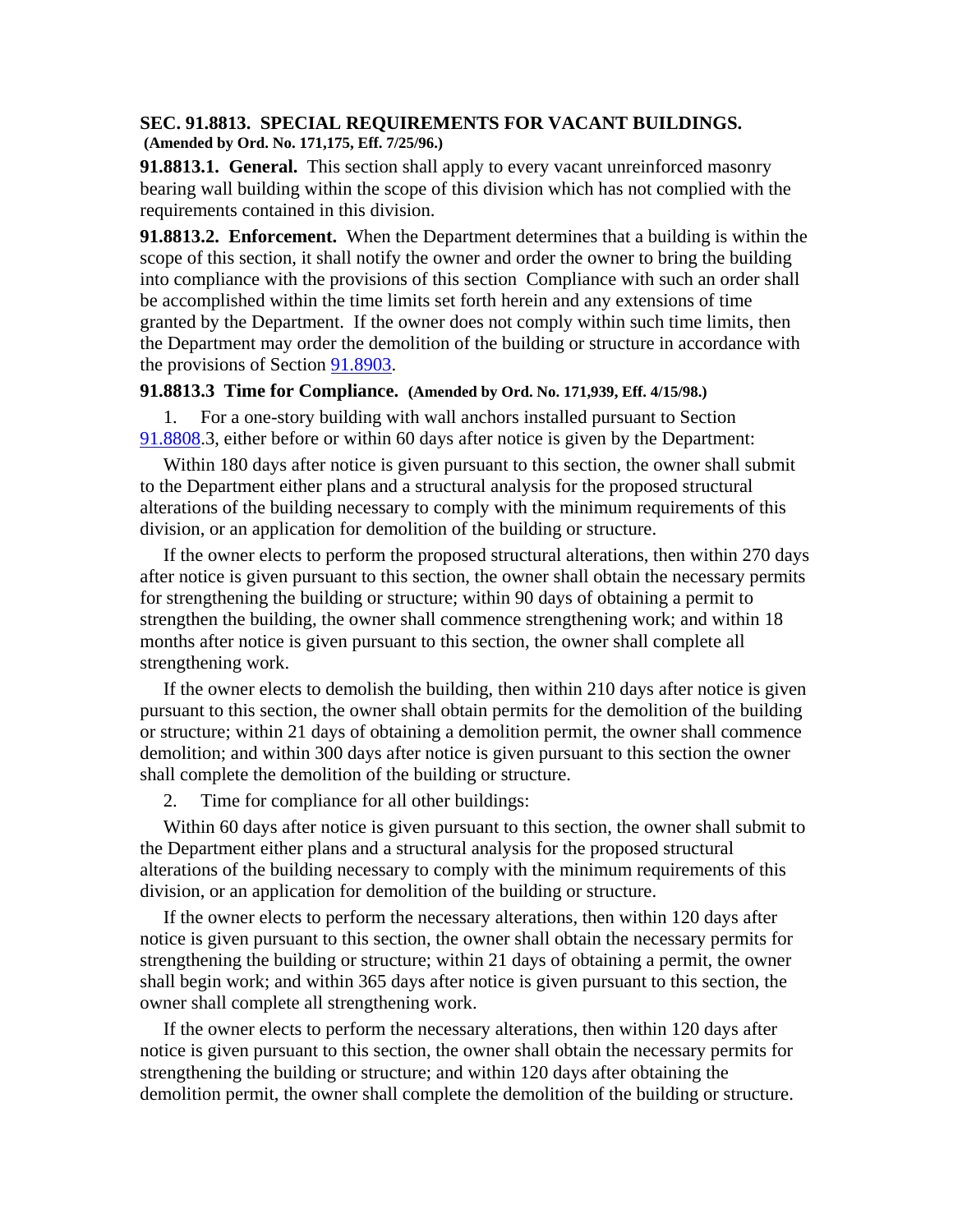### SEC. 91.8813. SPECIAL REQUIREMENTS FOR VACANT BUILDINGS.

**(Amended by Ord. No. 171,175, Eff. 7/25/96.)**

**91.8813.1. General.** This section shall apply to every vacant unreinforced masonry bearing wall building within the scope of this division which has not complied with the requirements contained in this division.

**91.8813.2. Enforcement.** When the Department determines that a building is within the scope of this section, it shall notify the owner and order the owner to bring the building into compliance with the provisions of this section Compliance with such an order shall be accomplished within the time limits set forth herein and any extensions of time granted by the Department. If the owner does not comply within such time limits, then the Department may order the demolition of the building or structure in accordance with the provisions of Section 91.8903.

**91.8813.3 Time for Compliance. (Amended by Ord. No. 171,939, Eff. 4/15/98.)**

1. For a one-story building with wall anchors installed pursuant to Section 91.8808.3, either before or within 60 days after notice is given by the Department:

Within 180 days after notice is given pursuant to this section, the owner shall submit to the Department either plans and a structural analysis for the proposed structural alterations of the building necessary to comply with the minimum requirements of this division, or an application for demolition of the building or structure.

If the owner elects to perform the proposed structural alterations, then within 270 days after notice is given pursuant to this section, the owner shall obtain the necessary permits for strengthening the building or structure; within 90 days of obtaining a permit to strengthen the building, the owner shall commence strengthening work; and within 18 months after notice is given pursuant to this section, the owner shall complete all strengthening work.

If the owner elects to demolish the building, then within 210 days after notice is given pursuant to this section, the owner shall obtain permits for the demolition of the building or structure; within 21 days of obtaining a demolition permit, the owner shall commence demolition; and within 300 days after notice is given pursuant to this section the owner shall complete the demolition of the building or structure.

2. Time for compliance for all other buildings:

Within 60 days after notice is given pursuant to this section, the owner shall submit to the Department either plans and a structural analysis for the proposed structural alterations of the building necessary to comply with the minimum requirements of this division, or an application for demolition of the building or structure.

If the owner elects to perform the necessary alterations, then within 120 days after notice is given pursuant to this section, the owner shall obtain the necessary permits for strengthening the building or structure; within 21 days of obtaining a permit, the owner shall begin work; and within 365 days after notice is given pursuant to this section, the owner shall complete all strengthening work.

If the owner elects to perform the necessary alterations, then within 120 days after notice is given pursuant to this section, the owner shall obtain the necessary permits for strengthening the building or structure; and within 120 days after obtaining the demolition permit, the owner shall complete the demolition of the building or structure.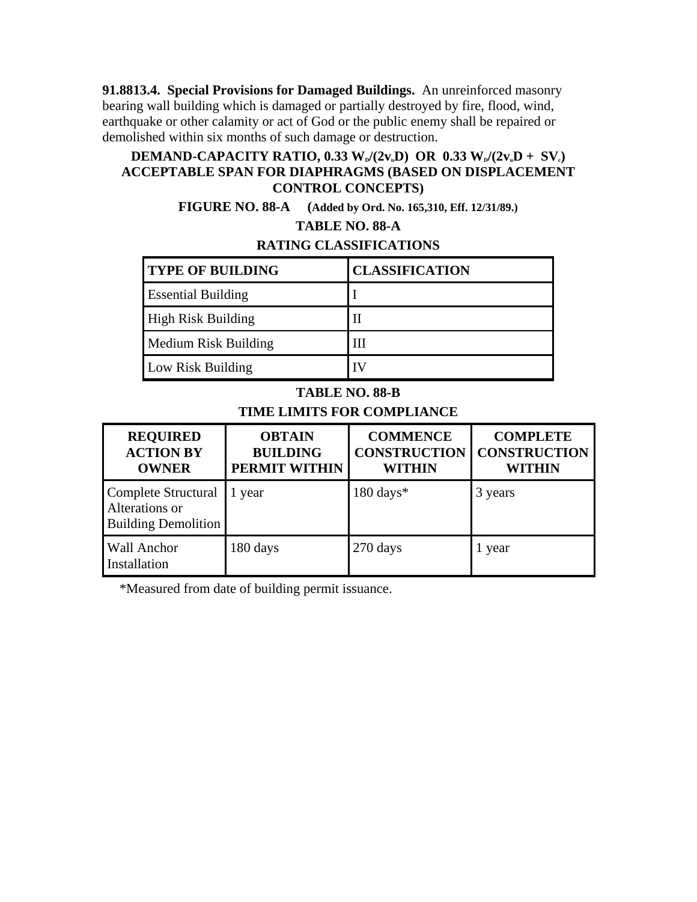**91.8813.4. Special Provisions for Damaged Buildings.** An unreinforced masonry bearing wall building which is damaged or partially destroyed by fire, flood, wind, earthquake or other calamity or act of God or the public enemy shall be repaired or demolished within six months of such damage or destruction.

**DEMAND-CAPACITY RATIO, $0.33\ W_D/(2v_uD)$ OR $0.33\ W_D/(2v_uD + \Sigma V_c)$ ACCEPTABLE SPAN FOR DIAPHRAGMS (BASED ON DISPLACEMENT CONTROL CONCEPTS)**

**FIGURE NO. 88-A** (**Added by Ord. No. 165,310, Eff. 12/31/89.**)

**TABLE NO. 88-A**

**RATING CLASSIFICATIONS**

| TYPE OF BUILDING | CLASSIFICATION |
|---|---|
| Essential Building | I |
| High Risk Building | II |
| Medium Risk Building | III |
| Low Risk Building | IV |

**TABLE NO. 88-B**

**TIME LIMITS FOR COMPLIANCE**

| REQUIRED ACTION BY OWNER | OBTAIN BUILDING PERMIT WITHIN | COMMENCE CONSTRUCTION WITHIN | COMPLETE CONSTRUCTION WITHIN |
|---|---|---|---|
| Complete Structural Alterations or Building Demolition | 1 year | 180 days* | 3 years |
| Wall Anchor Installation | 180 days | 270 days | 1 year |

*Measured from date of building permit issuance.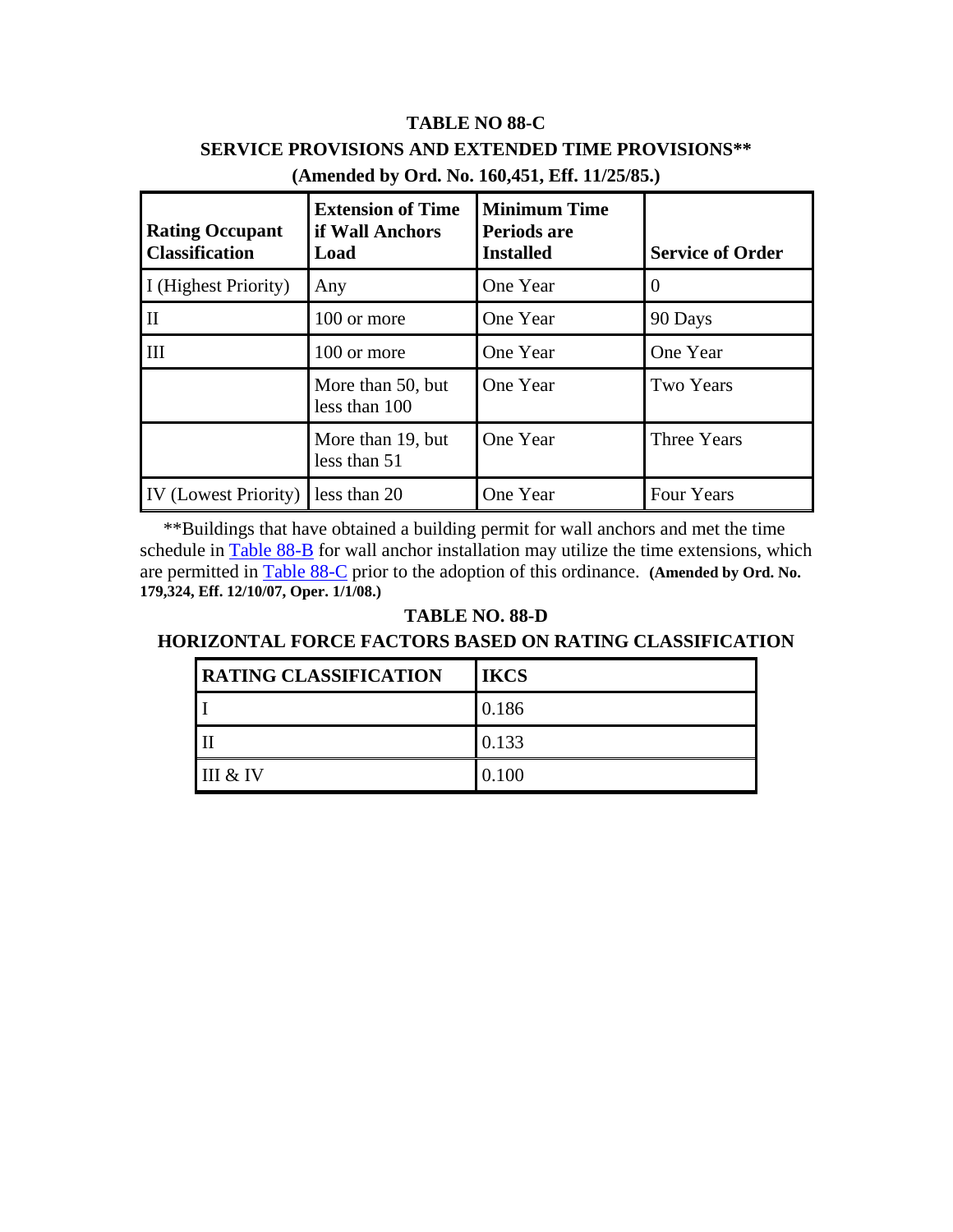**TABLE NO 88-C**
**SERVICE PROVISIONS AND EXTENDED TIME PROVISIONS****
**(Amended by Ord. No. 160,451, Eff. 11/25/85.)**

| Rating Occupant Classification | Extension of Time if Wall Anchors Load | Minimum Time Periods are Installed | Service of Order |
|---|---|---|---|
| I (Highest Priority) | Any | One Year | 0 |
| II | 100 or more | One Year | 90 Days |
| III | 100 or more | One Year | One Year |
| | More than 50, but less than 100 | One Year | Two Years |
| | More than 19, but less than 51 | One Year | Three Years |
| IV (Lowest Priority) | less than 20 | One Year | Four Years |

**Buildings that have obtained a building permit for wall anchors and met the time schedule in Table 88-B for wall anchor installation may utilize the time extensions, which are permitted in Table 88-C prior to the adoption of this ordinance. **(Amended by Ord. No. 179,324, Eff. 12/10/07, Oper. 1/1/08.)**

**TABLE NO. 88-D**
**HORIZONTAL FORCE FACTORS BASED ON RATING CLASSIFICATION**

| RATING CLASSIFICATION | IKCS |
|---|---|
| I | 0.186 |
| II | 0.133 |
| III & IV | 0.100 |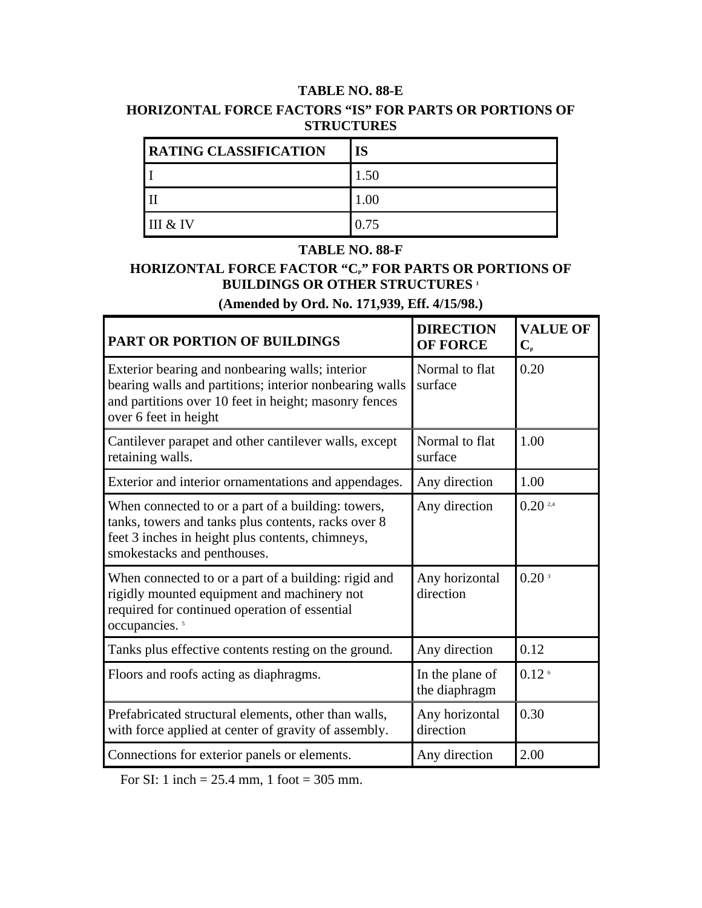### TABLE NO. 88-E

### HORIZONTAL FORCE FACTORS "IS" FOR PARTS OR PORTIONS OF STRUCTURES

| RATING CLASSIFICATION | IS |
|---|---|
| I | 1.50 |
| II | 1.00 |
| III & IV | 0.75 |

### TABLE NO. 88-F

### HORIZONTAL FORCE FACTOR "$C_P$" FOR PARTS OR PORTIONS OF BUILDINGS OR OTHER STRUCTURES [1]

**(Amended by Ord. No. 171,939, Eff. 4/15/98.)**

| PART OR PORTION OF BUILDINGS | DIRECTION OF FORCE | VALUE OF $C_P$ |
|---|---|---|
| Exterior bearing and nonbearing walls; interior bearing walls and partitions; interior nonbearing walls and partitions over 10 feet in height; masonry fences over 6 feet in height | Normal to flat surface | 0.20 |
| Cantilever parapet and other cantilever walls, except retaining walls. | Normal to flat surface | 1.00 |
| Exterior and interior ornamentations and appendages. | Any direction | 1.00 |
| When connected to or a part of a building: towers, tanks, towers and tanks plus contents, racks over 8 feet 3 inches in height plus contents, chimneys, smokestacks and penthouses. | Any direction | 0.20 [2,4] |
| When connected to or a part of a building: rigid and rigidly mounted equipment and machinery not required for continued operation of essential occupancies. [5] | Any horizontal direction | 0.20 [3] |
| Tanks plus effective contents resting on the ground. | Any direction | 0.12 |
| Floors and roofs acting as diaphragms. | In the plane of the diaphragm | 0.12 [6] |
| Prefabricated structural elements, other than walls, with force applied at center of gravity of assembly. | Any horizontal direction | 0.30 |
| Connections for exterior panels or elements. | Any direction | 2.00 |

For SI: 1 inch = 25.4 mm, 1 foot = 305 mm.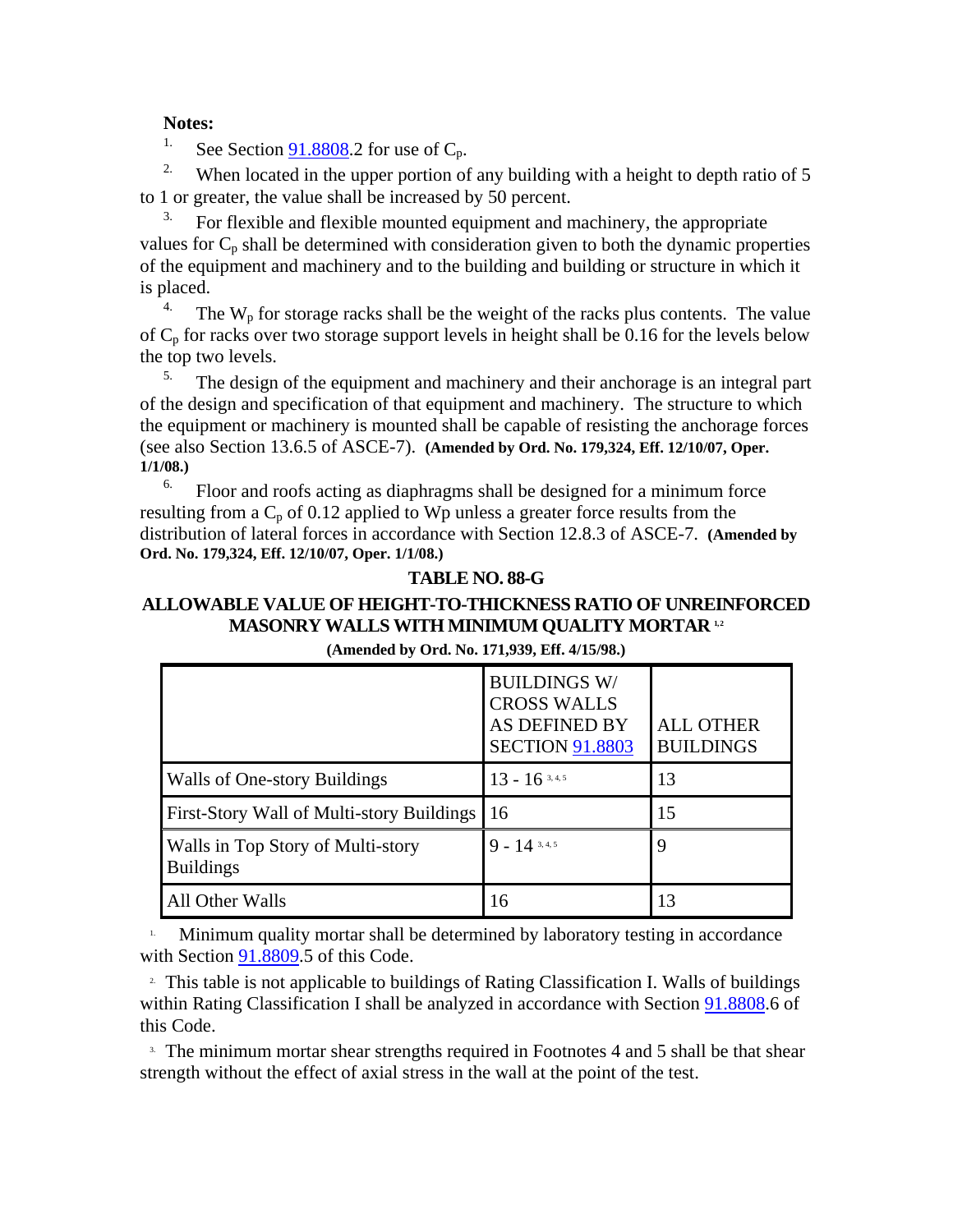**Notes:**

1. See Section 91.8808.2 for use of $C_p$.

2. When located in the upper portion of any building with a height to depth ratio of 5 to 1 or greater, the value shall be increased by 50 percent.

3. For flexible and flexible mounted equipment and machinery, the appropriate values for $C_p$ shall be determined with consideration given to both the dynamic properties of the equipment and machinery and to the building and building or structure in which it is placed.

4. The $W_p$ for storage racks shall be the weight of the racks plus contents. The value of $C_p$ for racks over two storage support levels in height shall be 0.16 for the levels below the top two levels.

5. The design of the equipment and machinery and their anchorage is an integral part of the design and specification of that equipment and machinery. The structure to which the equipment or machinery is mounted shall be capable of resisting the anchorage forces (see also Section 13.6.5 of ASCE-7). **(Amended by Ord. No. 179,324, Eff. 12/10/07, Oper. 1/1/08.)**

6. Floor and roofs acting as diaphragms shall be designed for a minimum force resulting from a $C_p$ of 0.12 applied to Wp unless a greater force results from the distribution of lateral forces in accordance with Section 12.8.3 of ASCE-7. **(Amended by Ord. No. 179,324, Eff. 12/10/07, Oper. 1/1/08.)**

**TABLE NO. 88-G**

**ALLOWABLE VALUE OF HEIGHT-TO-THICKNESS RATIO OF UNREINFORCED MASONRY WALLS WITH MINIMUM QUALITY MORTAR [1,2]**

**(Amended by Ord. No. 171,939, Eff. 4/15/98.)**

| | BUILDINGS W/ CROSS WALLS AS DEFINED BY SECTION 91.8803 | ALL OTHER BUILDINGS |
|---|---|---|
| Walls of One-story Buildings | 13 - 16 [3, 4, 5] | 13 |
| First-Story Wall of Multi-story Buildings | 16 | 15 |
| Walls in Top Story of Multi-story Buildings | 9 - 14 [3, 4, 5] | 9 |
| All Other Walls | 16 | 13 |

1. Minimum quality mortar shall be determined by laboratory testing in accordance with Section 91.8809.5 of this Code.

2. This table is not applicable to buildings of Rating Classification I. Walls of buildings within Rating Classification I shall be analyzed in accordance with Section 91.8808.6 of this Code.

3. The minimum mortar shear strengths required in Footnotes 4 and 5 shall be that shear strength without the effect of axial stress in the wall at the point of the test.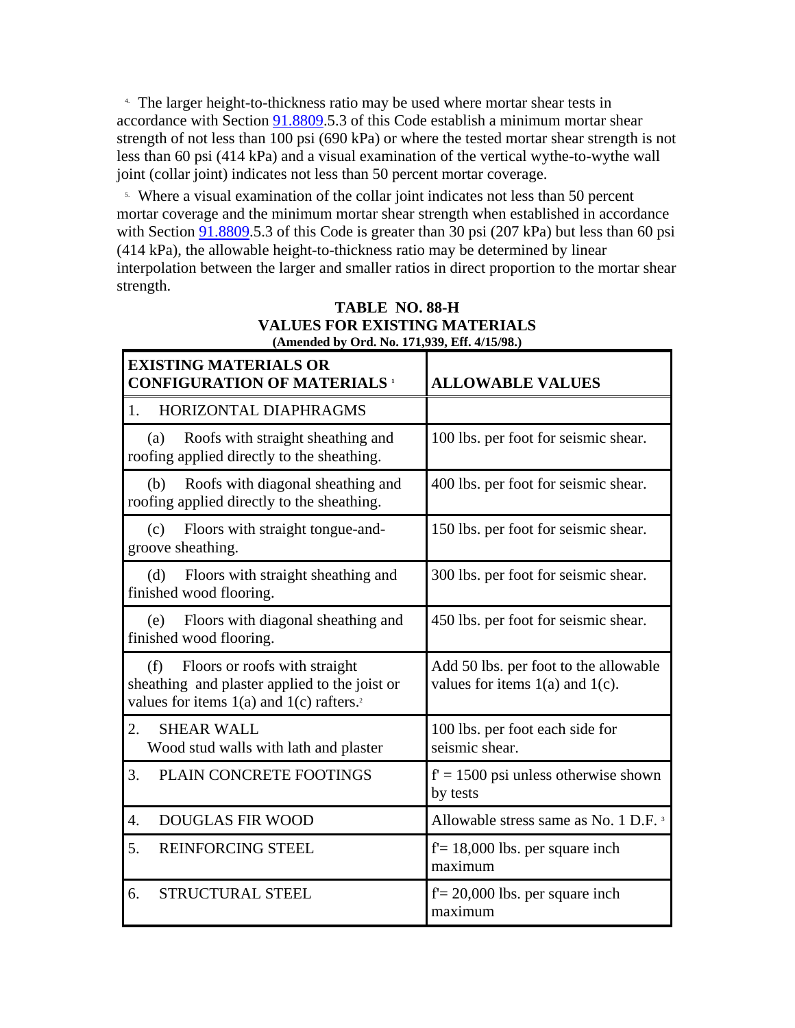[4] The larger height-to-thickness ratio may be used where mortar shear tests in accordance with Section 91.8809.5.3 of this Code establish a minimum mortar shear strength of not less than 100 psi (690 kPa) or where the tested mortar shear strength is not less than 60 psi (414 kPa) and a visual examination of the vertical wythe-to-wythe wall joint (collar joint) indicates not less than 50 percent mortar coverage.

[5] Where a visual examination of the collar joint indicates not less than 50 percent mortar coverage and the minimum mortar shear strength when established in accordance with Section 91.8809.5.3 of this Code is greater than 30 psi (207 kPa) but less than 60 psi (414 kPa), the allowable height-to-thickness ratio may be determined by linear interpolation between the larger and smaller ratios in direct proportion to the mortar shear strength.

**TABLE NO. 88-H**
**VALUES FOR EXISTING MATERIALS**
**(Amended by Ord. No. 171,939, Eff. 4/15/98.)**

| EXISTING MATERIALS OR CONFIGURATION OF MATERIALS [1] | ALLOWABLE VALUES |
|---|---|
| 1. HORIZONTAL DIAPHRAGMS | |
| (a) Roofs with straight sheathing and roofing applied directly to the sheathing. | 100 lbs. per foot for seismic shear. |
| (b) Roofs with diagonal sheathing and roofing applied directly to the sheathing. | 400 lbs. per foot for seismic shear. |
| (c) Floors with straight tongue-and-groove sheathing. | 150 lbs. per foot for seismic shear. |
| (d) Floors with straight sheathing and finished wood flooring. | 300 lbs. per foot for seismic shear. |
| (e) Floors with diagonal sheathing and finished wood flooring. | 450 lbs. per foot for seismic shear. |
| (f) Floors or roofs with straight sheathing and plaster applied to the joist or values for items 1(a) and 1(c) rafters.[2] | Add 50 lbs. per foot to the allowable values for items 1(a) and 1(c). |
| 2. SHEAR WALL<br>Wood stud walls with lath and plaster | 100 lbs. per foot each side for seismic shear. |
| 3. PLAIN CONCRETE FOOTINGS | f' = 1500 psi unless otherwise shown by tests |
| 4. DOUGLAS FIR WOOD | Allowable stress same as No. 1 D.F. [3] |
| 5. REINFORCING STEEL | f'= 18,000 lbs. per square inch maximum |
| 6. STRUCTURAL STEEL | f'= 20,000 lbs. per square inch maximum |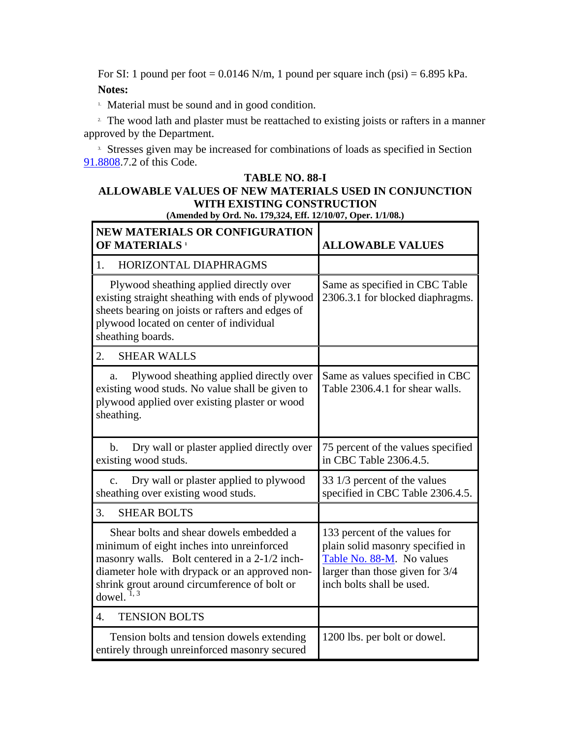For SI: 1 pound per foot = 0.0146 N/m, 1 pound per square inch (psi) = 6.895 kPa.

**Notes:**

1. Material must be sound and in good condition.

2. The wood lath and plaster must be reattached to existing joists or rafters in a manner approved by the Department.

3. Stresses given may be increased for combinations of loads as specified in Section 91.8808.7.2 of this Code.

**TABLE NO. 88-I**
**ALLOWABLE VALUES OF NEW MATERIALS USED IN CONJUNCTION WITH EXISTING CONSTRUCTION**
**(Amended by Ord. No. 179,324, Eff. 12/10/07, Oper. 1/1/08.)**

| NEW MATERIALS OR CONFIGURATION OF MATERIALS [1] | ALLOWABLE VALUES |
|---|---|
| 1. HORIZONTAL DIAPHRAGMS | |
| Plywood sheathing applied directly over existing straight sheathing with ends of plywood sheets bearing on joists or rafters and edges of plywood located on center of individual sheathing boards. | Same as specified in CBC Table 2306.3.1 for blocked diaphragms. |
| 2. SHEAR WALLS | |
| a. Plywood sheathing applied directly over existing wood studs. No value shall be given to plywood applied over existing plaster or wood sheathing. | Same as values specified in CBC Table 2306.4.1 for shear walls. |
| b. Dry wall or plaster applied directly over existing wood studs. | 75 percent of the values specified in CBC Table 2306.4.5. |
| c. Dry wall or plaster applied to plywood sheathing over existing wood studs. | 33 1/3 percent of the values specified in CBC Table 2306.4.5. |
| 3. SHEAR BOLTS | |
| Shear bolts and shear dowels embedded a minimum of eight inches into unreinforced masonry walls. Bolt centered in a 2-1/2 inch-diameter hole with drypack or an approved non-shrink grout around circumference of bolt or dowel. [1, 3] | 133 percent of the values for plain solid masonry specified in Table No. 88-M. No values larger than those given for 3/4 inch bolts shall be used. |
| 4. TENSION BOLTS | |
| Tension bolts and tension dowels extending entirely through unreinforced masonry secured | 1200 lbs. per bolt or dowel. |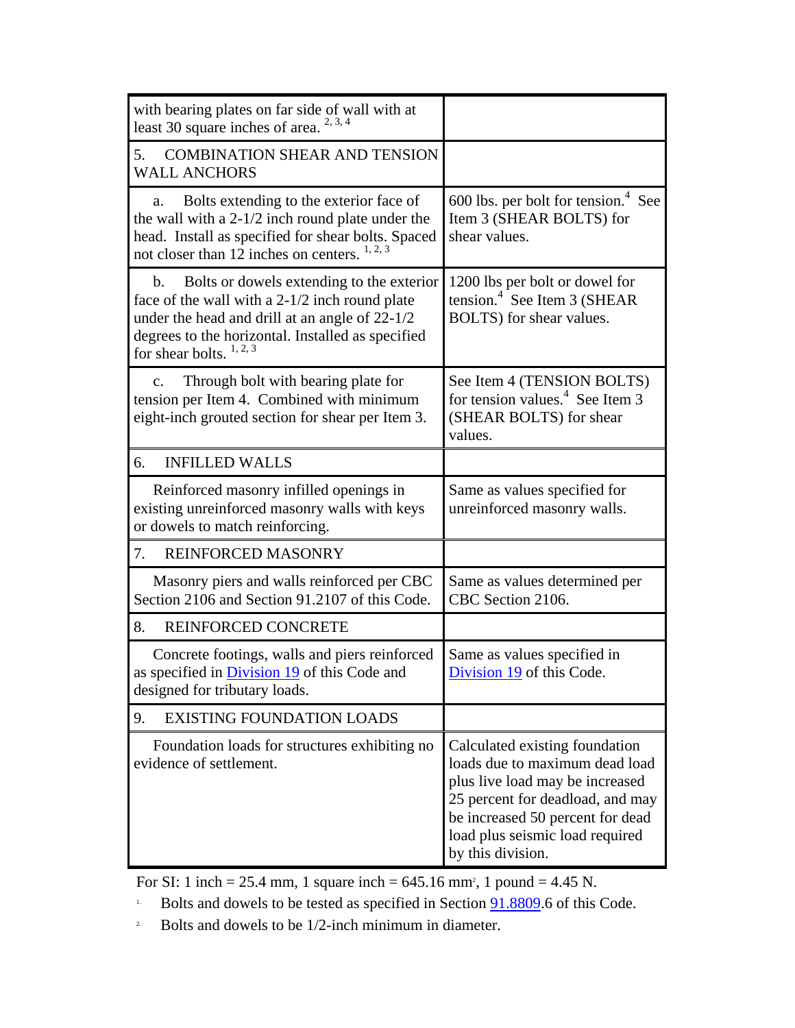| | |
|---|---|
| with bearing plates on far side of wall with at least 30 square inches of area. [2, 3, 4] | |
| 5. COMBINATION SHEAR AND TENSION WALL ANCHORS | |
| a. Bolts extending to the exterior face of the wall with a 2-1/2 inch round plate under the head. Install as specified for shear bolts. Spaced not closer than 12 inches on centers. [1, 2, 3] | 600 lbs. per bolt for tension.[4] See Item 3 (SHEAR BOLTS) for shear values. |
| b. Bolts or dowels extending to the exterior face of the wall with a 2-1/2 inch round plate under the head and drill at an angle of 22-1/2 degrees to the horizontal. Installed as specified for shear bolts. [1, 2, 3] | 1200 lbs per bolt or dowel for tension.[4] See Item 3 (SHEAR BOLTS) for shear values. |
| c. Through bolt with bearing plate for tension per Item 4. Combined with minimum eight-inch grouted section for shear per Item 3. | See Item 4 (TENSION BOLTS) for tension values.[4] See Item 3 (SHEAR BOLTS) for shear values. |
| 6. INFILLED WALLS | |
| Reinforced masonry infilled openings in existing unreinforced masonry walls with keys or dowels to match reinforcing. | Same as values specified for unreinforced masonry walls. |
| 7. REINFORCED MASONRY | |
| Masonry piers and walls reinforced per CBC Section 2106 and Section 91.2107 of this Code. | Same as values determined per CBC Section 2106. |
| 8. REINFORCED CONCRETE | |
| Concrete footings, walls and piers reinforced as specified in Division 19 of this Code and designed for tributary loads. | Same as values specified in Division 19 of this Code. |
| 9. EXISTING FOUNDATION LOADS | |
| Foundation loads for structures exhibiting no evidence of settlement. | Calculated existing foundation loads due to maximum dead load plus live load may be increased 25 percent for deadload, and may be increased 50 percent for dead load plus seismic load required by this division. |

For SI: 1 inch = 25.4 mm, 1 square inch = 645.16 mm$^2$, 1 pound = 4.45 N.

1. Bolts and dowels to be tested as specified in Section 91.8809.6 of this Code.

2. Bolts and dowels to be 1/2-inch minimum in diameter.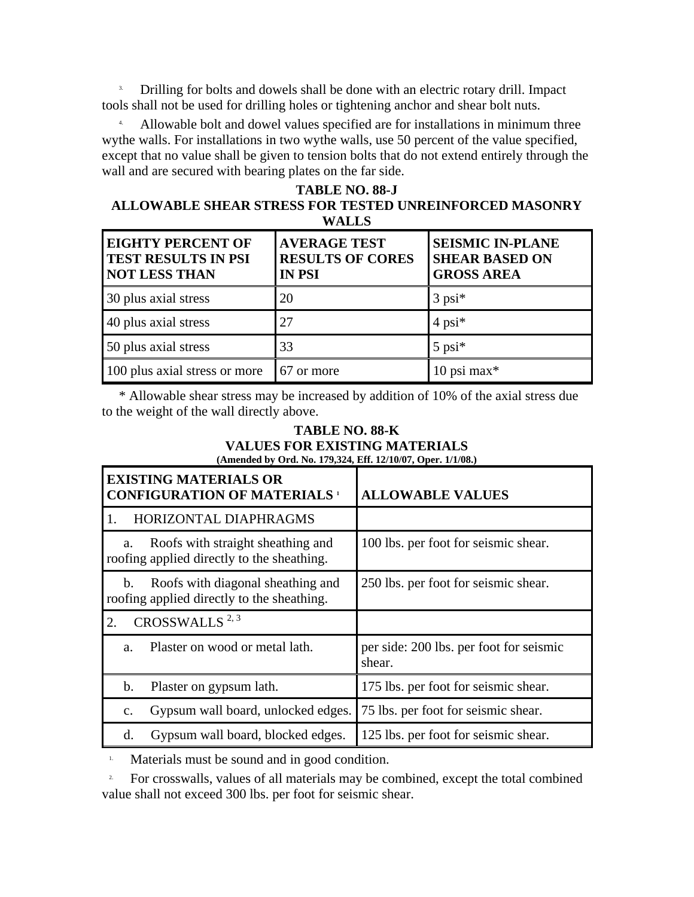3. Drilling for bolts and dowels shall be done with an electric rotary drill. Impact tools shall not be used for drilling holes or tightening anchor and shear bolt nuts.

4. Allowable bolt and dowel values specified are for installations in minimum three wythe walls. For installations in two wythe walls, use 50 percent of the value specified, except that no value shall be given to tension bolts that do not extend entirely through the wall and are secured with bearing plates on the far side.

**TABLE NO. 88-J**
**ALLOWABLE SHEAR STRESS FOR TESTED UNREINFORCED MASONRY WALLS**

| EIGHTY PERCENT OF TEST RESULTS IN PSI NOT LESS THAN | AVERAGE TEST RESULTS OF CORES IN PSI | SEISMIC IN-PLANE SHEAR BASED ON GROSS AREA |
|---|---|---|
| 30 plus axial stress | 20 | 3 psi* |
| 40 plus axial stress | 27 | 4 psi* |
| 50 plus axial stress | 33 | 5 psi* |
| 100 plus axial stress or more | 67 or more | 10 psi max* |

* Allowable shear stress may be increased by addition of 10% of the axial stress due to the weight of the wall directly above.

**TABLE NO. 88-K**
**VALUES FOR EXISTING MATERIALS**
**(Amended by Ord. No. 179,324, Eff. 12/10/07, Oper. 1/1/08.)**

| EXISTING MATERIALS OR CONFIGURATION OF MATERIALS [1] | ALLOWABLE VALUES |
|---|---|
| 1. HORIZONTAL DIAPHRAGMS | |
| a. Roofs with straight sheathing and roofing applied directly to the sheathing. | 100 lbs. per foot for seismic shear. |
| b. Roofs with diagonal sheathing and roofing applied directly to the sheathing. | 250 lbs. per foot for seismic shear. |
| 2. CROSSWALLS [2, 3] | |
| a. Plaster on wood or metal lath. | per side: 200 lbs. per foot for seismic shear. |
| b. Plaster on gypsum lath. | 175 lbs. per foot for seismic shear. |
| c. Gypsum wall board, unlocked edges. | 75 lbs. per foot for seismic shear. |
| d. Gypsum wall board, blocked edges. | 125 lbs. per foot for seismic shear. |

1. Materials must be sound and in good condition.

2. For crosswalls, values of all materials may be combined, except the total combined value shall not exceed 300 lbs. per foot for seismic shear.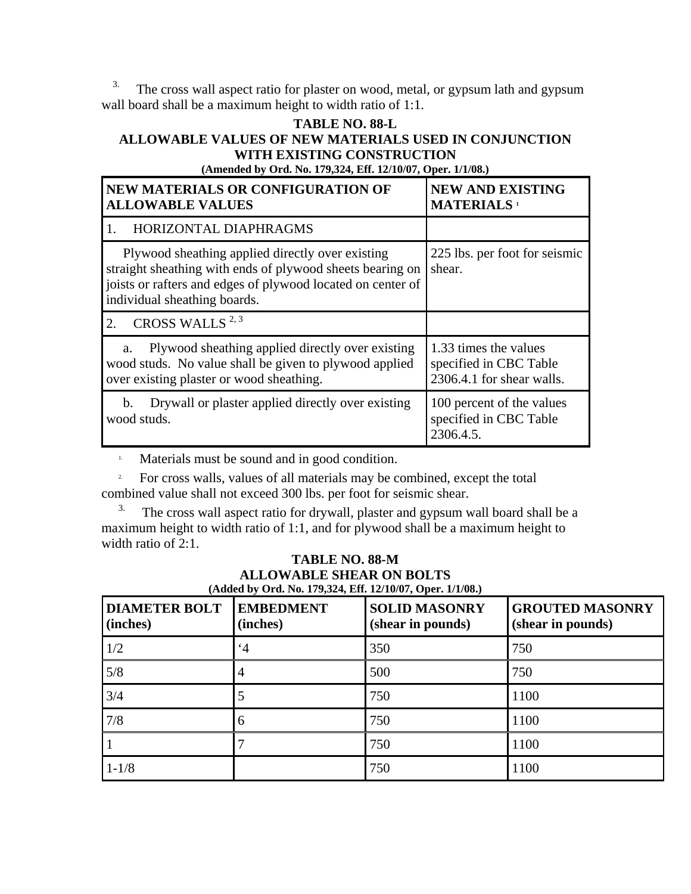[3] The cross wall aspect ratio for plaster on wood, metal, or gypsum lath and gypsum wall board shall be a maximum height to width ratio of 1:1.

**TABLE NO. 88-L**
**ALLOWABLE VALUES OF NEW MATERIALS USED IN CONJUNCTION WITH EXISTING CONSTRUCTION**
**(Amended by Ord. No. 179,324, Eff. 12/10/07, Oper. 1/1/08.)**

| NEW MATERIALS OR CONFIGURATION OF ALLOWABLE VALUES | NEW AND EXISTING MATERIALS [1] |
|---|---|
| 1. HORIZONTAL DIAPHRAGMS | |
| Plywood sheathing applied directly over existing straight sheathing with ends of plywood sheets bearing on joists or rafters and edges of plywood located on center of individual sheathing boards. | 225 lbs. per foot for seismic shear. |
| 2. CROSS WALLS [2, 3] | |
| a. Plywood sheathing applied directly over existing wood studs. No value shall be given to plywood applied over existing plaster or wood sheathing. | 1.33 times the values specified in CBC Table 2306.4.1 for shear walls. |
| b. Drywall or plaster applied directly over existing wood studs. | 100 percent of the values specified in CBC Table 2306.4.5. |

[1] Materials must be sound and in good condition.

[2] For cross walls, values of all materials may be combined, except the total combined value shall not exceed 300 lbs. per foot for seismic shear.

[3] The cross wall aspect ratio for drywall, plaster and gypsum wall board shall be a maximum height to width ratio of 1:1, and for plywood shall be a maximum height to width ratio of 2:1.

**TABLE NO. 88-M**
**ALLOWABLE SHEAR ON BOLTS**
**(Added by Ord. No. 179,324, Eff. 12/10/07, Oper. 1/1/08.)**

| DIAMETER BOLT (inches) | EMBEDMENT (inches) | SOLID MASONRY (shear in pounds) | GROUTED MASONRY (shear in pounds) |
|---|---|---|---|
| 1/2 | ‘4 | 350 | 750 |
| 5/8 | 4 | 500 | 750 |
| 3/4 | 5 | 750 | 1100 |
| 7/8 | 6 | 750 | 1100 |
| 1 | 7 | 750 | 1100 |
| 1-1/8 | | 750 | 1100 |